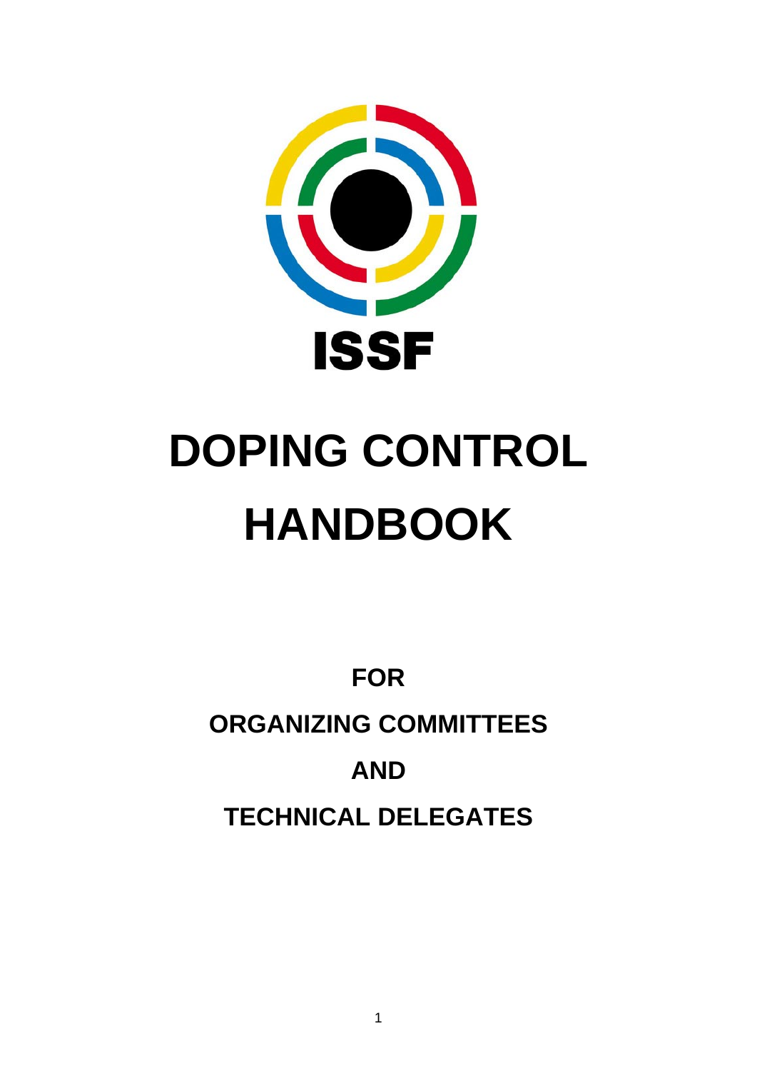ISSF

# DOPING CONTROL HANDBOOK

**FOR**

**ORGANIZING COMMITTEES**

**AND**

**TECHNICAL DELEGATES**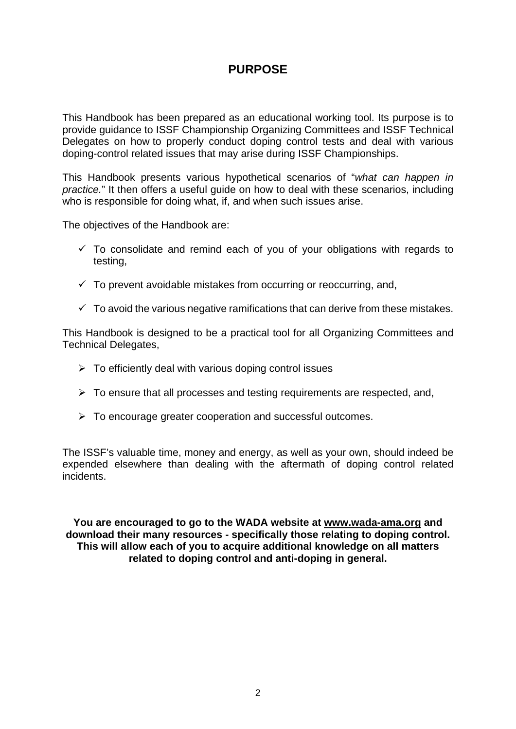# PURPOSE

This Handbook has been prepared as an educational working tool. Its purpose is to provide guidance to ISSF Championship Organizing Committees and ISSF Technical Delegates on how to properly conduct doping control tests and deal with various doping-control related issues that may arise during ISSF Championships.

This Handbook presents various hypothetical scenarios of "*what can happen in practice.*" It then offers a useful guide on how to deal with these scenarios, including who is responsible for doing what, if, and when such issues arise.

The objectives of the Handbook are:

- ✓ To consolidate and remind each of you of your obligations with regards to testing,
- ✓ To prevent avoidable mistakes from occurring or reoccurring, and,
- ✓ To avoid the various negative ramifications that can derive from these mistakes.

This Handbook is designed to be a practical tool for all Organizing Committees and Technical Delegates,

- ➢ To efficiently deal with various doping control issues
- ➢ To ensure that all processes and testing requirements are respected, and,
- ➢ To encourage greater cooperation and successful outcomes.

The ISSF's valuable time, money and energy, as well as your own, should indeed be expended elsewhere than dealing with the aftermath of doping control related incidents.

**You are encouraged to go to the WADA website at www.wada-ama.org and download their many resources - specifically those relating to doping control. This will allow each of you to acquire additional knowledge on all matters related to doping control and anti-doping in general.**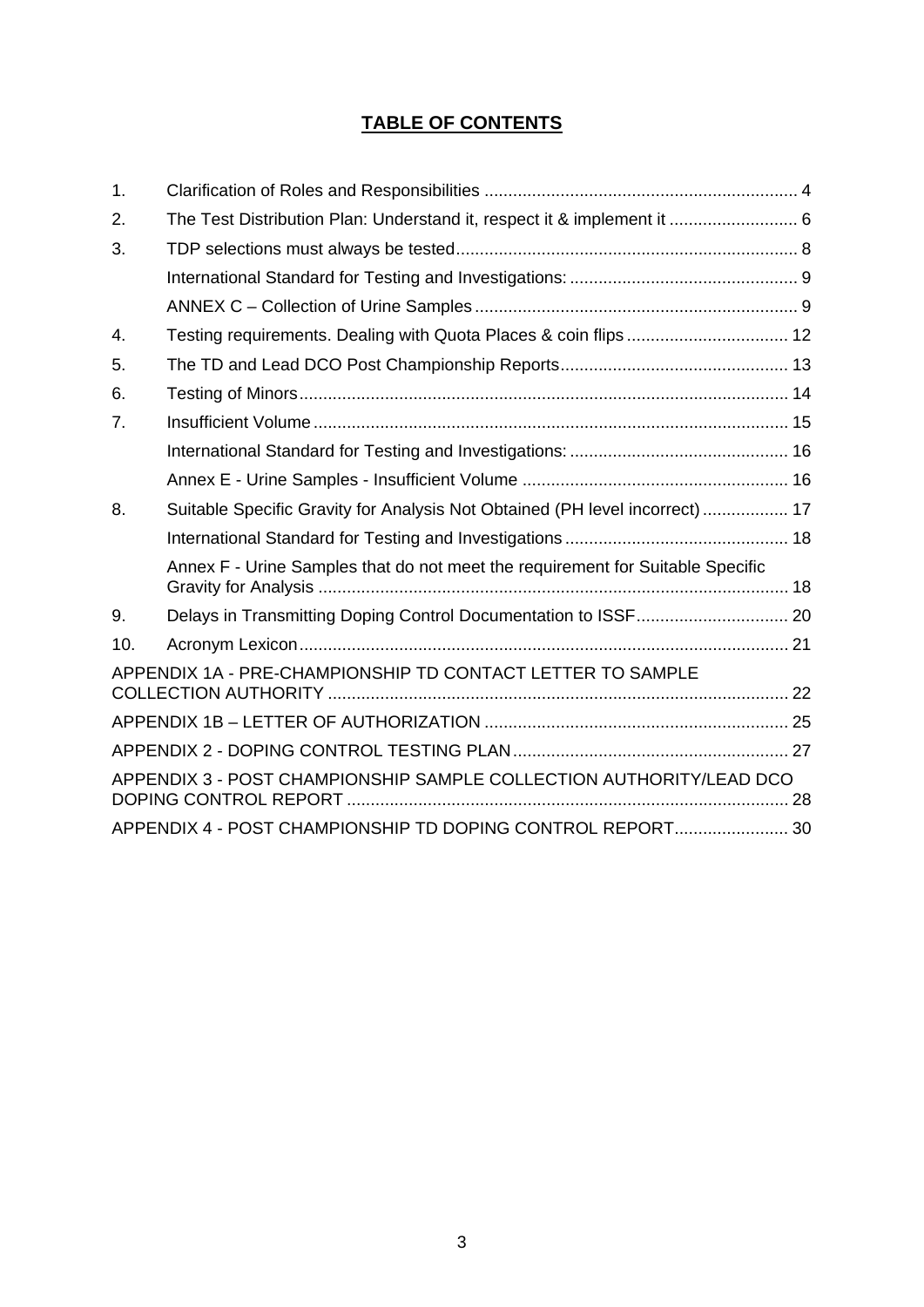# TABLE OF CONTENTS

| | | |
|---|---|---|
| 1. | Clarification of Roles and Responsibilities | 4 |
| 2. | The Test Distribution Plan: Understand it, respect it & implement it | 6 |
| 3. | TDP selections must always be tested | 8 |
| | International Standard for Testing and Investigations: | 9 |
| | ANNEX C – Collection of Urine Samples | 9 |
| 4. | Testing requirements. Dealing with Quota Places & coin flips | 12 |
| 5. | The TD and Lead DCO Post Championship Reports | 13 |
| 6. | Testing of Minors | 14 |
| 7. | Insufficient Volume | 15 |
| | International Standard for Testing and Investigations: | 16 |
| | Annex E - Urine Samples - Insufficient Volume | 16 |
| 8. | Suitable Specific Gravity for Analysis Not Obtained (PH level incorrect) | 17 |
| | International Standard for Testing and Investigations | 18 |
| | Annex F - Urine Samples that do not meet the requirement for Suitable Specific Gravity for Analysis | 18 |
| 9. | Delays in Transmitting Doping Control Documentation to ISSF | 20 |
| 10. | Acronym Lexicon | 21 |
| APPENDIX 1A - PRE-CHAMPIONSHIP TD CONTACT LETTER TO SAMPLE COLLECTION AUTHORITY | | 22 |
| APPENDIX 1B – LETTER OF AUTHORIZATION | | 25 |
| APPENDIX 2 - DOPING CONTROL TESTING PLAN | | 27 |
| APPENDIX 3 - POST CHAMPIONSHIP SAMPLE COLLECTION AUTHORITY/LEAD DCO DOPING CONTROL REPORT | | 28 |
| APPENDIX 4 - POST CHAMPIONSHIP TD DOPING CONTROL REPORT | | 30 |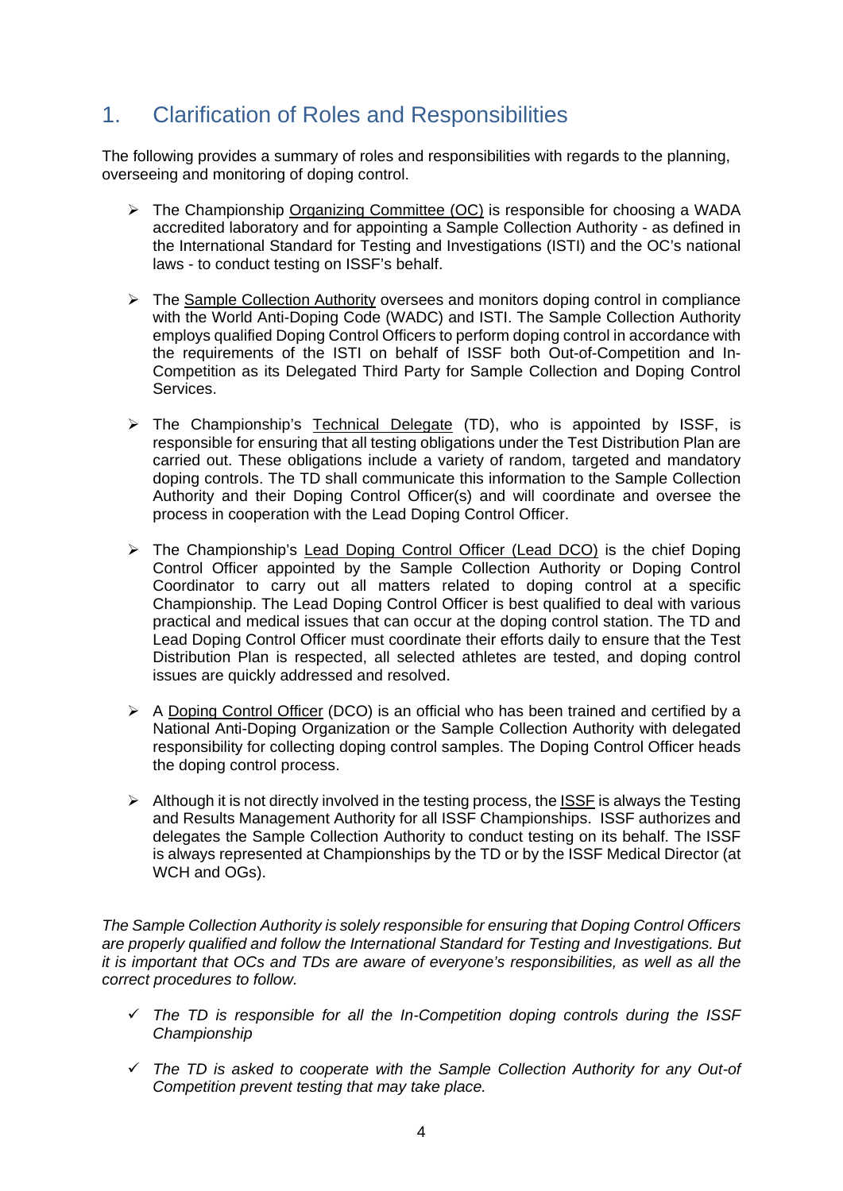## 1. Clarification of Roles and Responsibilities

The following provides a summary of roles and responsibilities with regards to the planning, overseeing and monitoring of doping control.

- The Championship Organizing Committee (OC) is responsible for choosing a WADA accredited laboratory and for appointing a Sample Collection Authority - as defined in the International Standard for Testing and Investigations (ISTI) and the OC's national laws - to conduct testing on ISSF's behalf.

- The Sample Collection Authority oversees and monitors doping control in compliance with the World Anti-Doping Code (WADC) and ISTI. The Sample Collection Authority employs qualified Doping Control Officers to perform doping control in accordance with the requirements of the ISTI on behalf of ISSF both Out-of-Competition and In-Competition as its Delegated Third Party for Sample Collection and Doping Control Services.

- The Championship's Technical Delegate (TD), who is appointed by ISSF, is responsible for ensuring that all testing obligations under the Test Distribution Plan are carried out. These obligations include a variety of random, targeted and mandatory doping controls. The TD shall communicate this information to the Sample Collection Authority and their Doping Control Officer(s) and will coordinate and oversee the process in cooperation with the Lead Doping Control Officer.

- The Championship's Lead Doping Control Officer (Lead DCO) is the chief Doping Control Officer appointed by the Sample Collection Authority or Doping Control Coordinator to carry out all matters related to doping control at a specific Championship. The Lead Doping Control Officer is best qualified to deal with various practical and medical issues that can occur at the doping control station. The TD and Lead Doping Control Officer must coordinate their efforts daily to ensure that the Test Distribution Plan is respected, all selected athletes are tested, and doping control issues are quickly addressed and resolved.

- A Doping Control Officer (DCO) is an official who has been trained and certified by a National Anti-Doping Organization or the Sample Collection Authority with delegated responsibility for collecting doping control samples. The Doping Control Officer heads the doping control process.

- Although it is not directly involved in the testing process, the ISSF is always the Testing and Results Management Authority for all ISSF Championships. ISSF authorizes and delegates the Sample Collection Authority to conduct testing on its behalf. The ISSF is always represented at Championships by the TD or by the ISSF Medical Director (at WCH and OGs).

*The Sample Collection Authority is solely responsible for ensuring that Doping Control Officers are properly qualified and follow the International Standard for Testing and Investigations. But it is important that OCs and TDs are aware of everyone's responsibilities, as well as all the correct procedures to follow.*

- ✓ *The TD is responsible for all the In-Competition doping controls during the ISSF Championship*

- ✓ *The TD is asked to cooperate with the Sample Collection Authority for any Out-of Competition prevent testing that may take place.*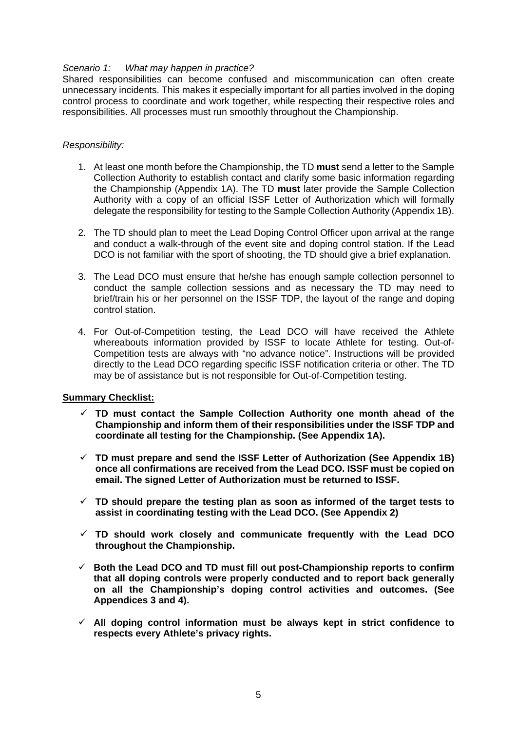*Scenario 1: What may happen in practice?*

Shared responsibilities can become confused and miscommunication can often create unnecessary incidents. This makes it especially important for all parties involved in the doping control process to coordinate and work together, while respecting their respective roles and responsibilities. All processes must run smoothly throughout the Championship.

*Responsibility:*

1. At least one month before the Championship, the TD **must** send a letter to the Sample Collection Authority to establish contact and clarify some basic information regarding the Championship (Appendix 1A). The TD **must** later provide the Sample Collection Authority with a copy of an official ISSF Letter of Authorization which will formally delegate the responsibility for testing to the Sample Collection Authority (Appendix 1B).

2. The TD should plan to meet the Lead Doping Control Officer upon arrival at the range and conduct a walk-through of the event site and doping control station. If the Lead DCO is not familiar with the sport of shooting, the TD should give a brief explanation.

3. The Lead DCO must ensure that he/she has enough sample collection personnel to conduct the sample collection sessions and as necessary the TD may need to brief/train his or her personnel on the ISSF TDP, the layout of the range and doping control station.

4. For Out-of-Competition testing, the Lead DCO will have received the Athlete whereabouts information provided by ISSF to locate Athlete for testing. Out-of-Competition tests are always with "no advance notice". Instructions will be provided directly to the Lead DCO regarding specific ISSF notification criteria or other. The TD may be of assistance but is not responsible for Out-of-Competition testing.

<u>**Summary Checklist:**</u>

- ✓ **TD must contact the Sample Collection Authority one month ahead of the Championship and inform them of their responsibilities under the ISSF TDP and coordinate all testing for the Championship. (See Appendix 1A).**
- ✓ **TD must prepare and send the ISSF Letter of Authorization (See Appendix 1B) once all confirmations are received from the Lead DCO. ISSF must be copied on email. The signed Letter of Authorization must be returned to ISSF.**
- ✓ **TD should prepare the testing plan as soon as informed of the target tests to assist in coordinating testing with the Lead DCO. (See Appendix 2)**
- ✓ **TD should work closely and communicate frequently with the Lead DCO throughout the Championship.**
- ✓ **Both the Lead DCO and TD must fill out post-Championship reports to confirm that all doping controls were properly conducted and to report back generally on all the Championship's doping control activities and outcomes. (See Appendices 3 and 4).**
- ✓ **All doping control information must be always kept in strict confidence to respects every Athlete's privacy rights.**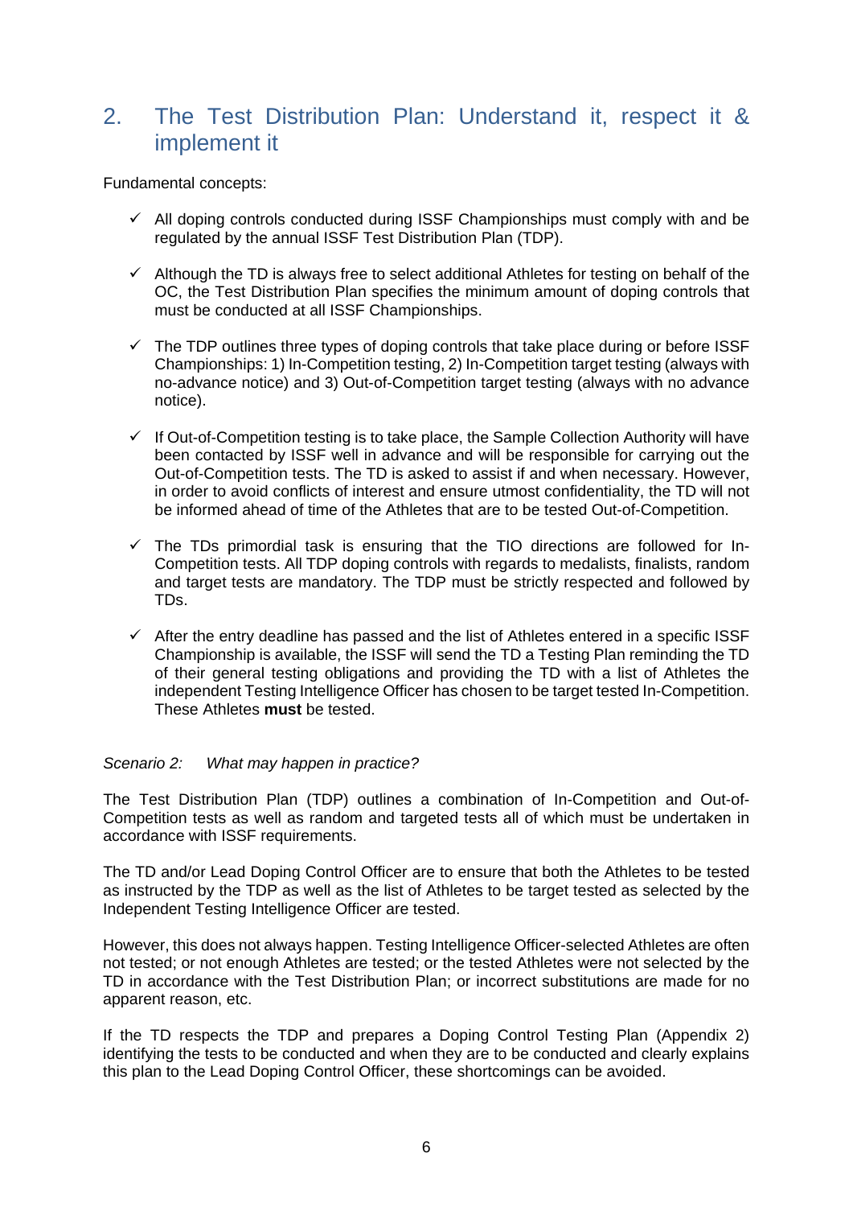## 2. The Test Distribution Plan: Understand it, respect it & implement it

Fundamental concepts:

- ✓ All doping controls conducted during ISSF Championships must comply with and be regulated by the annual ISSF Test Distribution Plan (TDP).
- ✓ Although the TD is always free to select additional Athletes for testing on behalf of the OC, the Test Distribution Plan specifies the minimum amount of doping controls that must be conducted at all ISSF Championships.
- ✓ The TDP outlines three types of doping controls that take place during or before ISSF Championships: 1) In-Competition testing, 2) In-Competition target testing (always with no-advance notice) and 3) Out-of-Competition target testing (always with no advance notice).
- ✓ If Out-of-Competition testing is to take place, the Sample Collection Authority will have been contacted by ISSF well in advance and will be responsible for carrying out the Out-of-Competition tests. The TD is asked to assist if and when necessary. However, in order to avoid conflicts of interest and ensure utmost confidentiality, the TD will not be informed ahead of time of the Athletes that are to be tested Out-of-Competition.
- ✓ The TDs primordial task is ensuring that the TIO directions are followed for In-Competition tests. All TDP doping controls with regards to medalists, finalists, random and target tests are mandatory. The TDP must be strictly respected and followed by TDs.
- ✓ After the entry deadline has passed and the list of Athletes entered in a specific ISSF Championship is available, the ISSF will send the TD a Testing Plan reminding the TD of their general testing obligations and providing the TD with a list of Athletes the independent Testing Intelligence Officer has chosen to be target tested In-Competition. These Athletes **must** be tested.

*Scenario 2: What may happen in practice?*

The Test Distribution Plan (TDP) outlines a combination of In-Competition and Out-of-Competition tests as well as random and targeted tests all of which must be undertaken in accordance with ISSF requirements.

The TD and/or Lead Doping Control Officer are to ensure that both the Athletes to be tested as instructed by the TDP as well as the list of Athletes to be target tested as selected by the Independent Testing Intelligence Officer are tested.

However, this does not always happen. Testing Intelligence Officer-selected Athletes are often not tested; or not enough Athletes are tested; or the tested Athletes were not selected by the TD in accordance with the Test Distribution Plan; or incorrect substitutions are made for no apparent reason, etc.

If the TD respects the TDP and prepares a Doping Control Testing Plan (Appendix 2) identifying the tests to be conducted and when they are to be conducted and clearly explains this plan to the Lead Doping Control Officer, these shortcomings can be avoided.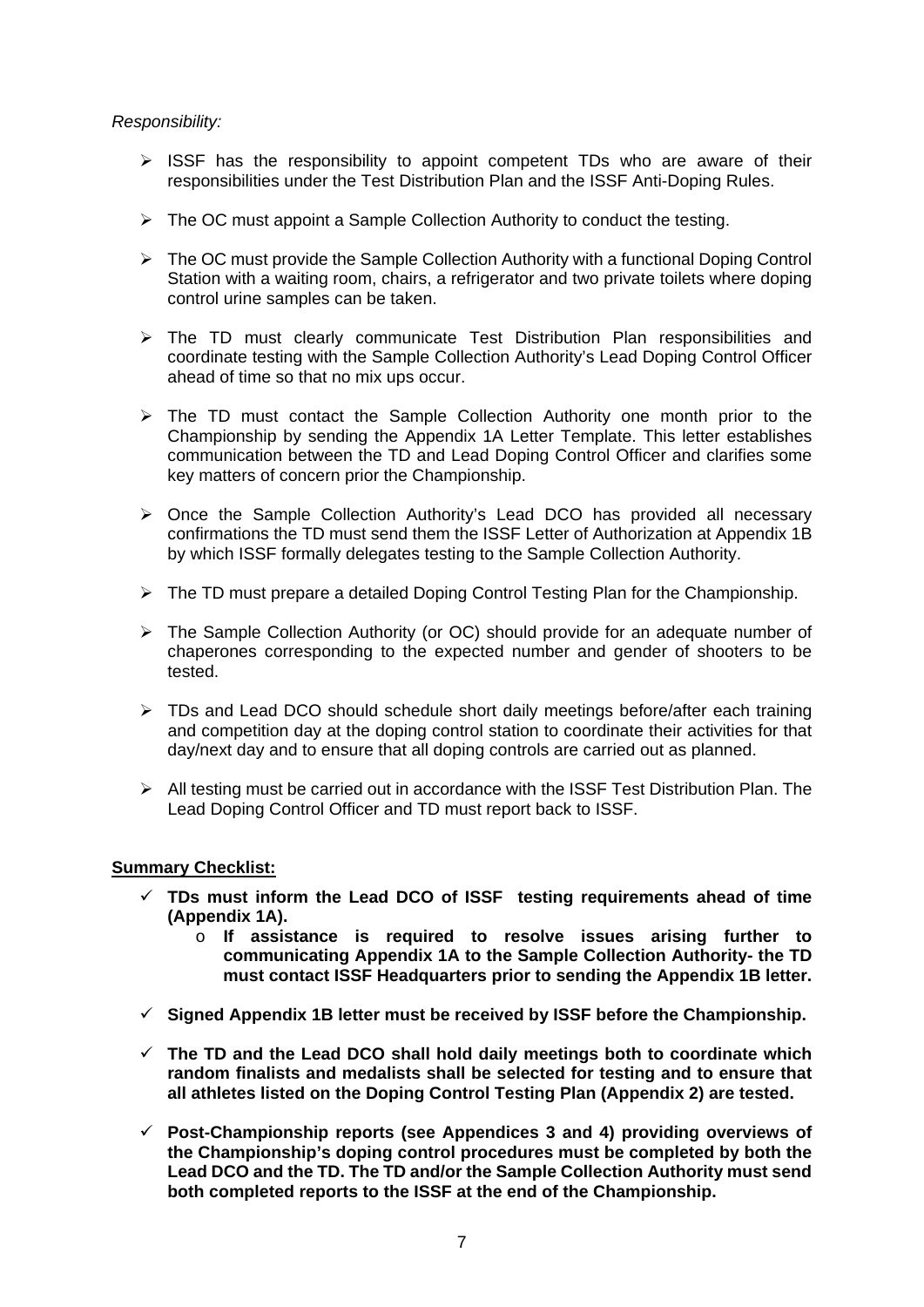*Responsibility:*

- ISSF has the responsibility to appoint competent TDs who are aware of their responsibilities under the Test Distribution Plan and the ISSF Anti-Doping Rules.
- The OC must appoint a Sample Collection Authority to conduct the testing.
- The OC must provide the Sample Collection Authority with a functional Doping Control Station with a waiting room, chairs, a refrigerator and two private toilets where doping control urine samples can be taken.
- The TD must clearly communicate Test Distribution Plan responsibilities and coordinate testing with the Sample Collection Authority's Lead Doping Control Officer ahead of time so that no mix ups occur.
- The TD must contact the Sample Collection Authority one month prior to the Championship by sending the Appendix 1A Letter Template. This letter establishes communication between the TD and Lead Doping Control Officer and clarifies some key matters of concern prior the Championship.
- Once the Sample Collection Authority's Lead DCO has provided all necessary confirmations the TD must send them the ISSF Letter of Authorization at Appendix 1B by which ISSF formally delegates testing to the Sample Collection Authority.
- The TD must prepare a detailed Doping Control Testing Plan for the Championship.
- The Sample Collection Authority (or OC) should provide for an adequate number of chaperones corresponding to the expected number and gender of shooters to be tested.
- TDs and Lead DCO should schedule short daily meetings before/after each training and competition day at the doping control station to coordinate their activities for that day/next day and to ensure that all doping controls are carried out as planned.
- All testing must be carried out in accordance with the ISSF Test Distribution Plan. The Lead Doping Control Officer and TD must report back to ISSF.

**Summary Checklist:**

- **TDs must inform the Lead DCO of ISSF testing requirements ahead of time (Appendix 1A).**
  - **If assistance is required to resolve issues arising further to communicating Appendix 1A to the Sample Collection Authority- the TD must contact ISSF Headquarters prior to sending the Appendix 1B letter.**
- **Signed Appendix 1B letter must be received by ISSF before the Championship.**
- **The TD and the Lead DCO shall hold daily meetings both to coordinate which random finalists and medalists shall be selected for testing and to ensure that all athletes listed on the Doping Control Testing Plan (Appendix 2) are tested.**
- **Post-Championship reports (see Appendices 3 and 4) providing overviews of the Championship's doping control procedures must be completed by both the Lead DCO and the TD. The TD and/or the Sample Collection Authority must send both completed reports to the ISSF at the end of the Championship.**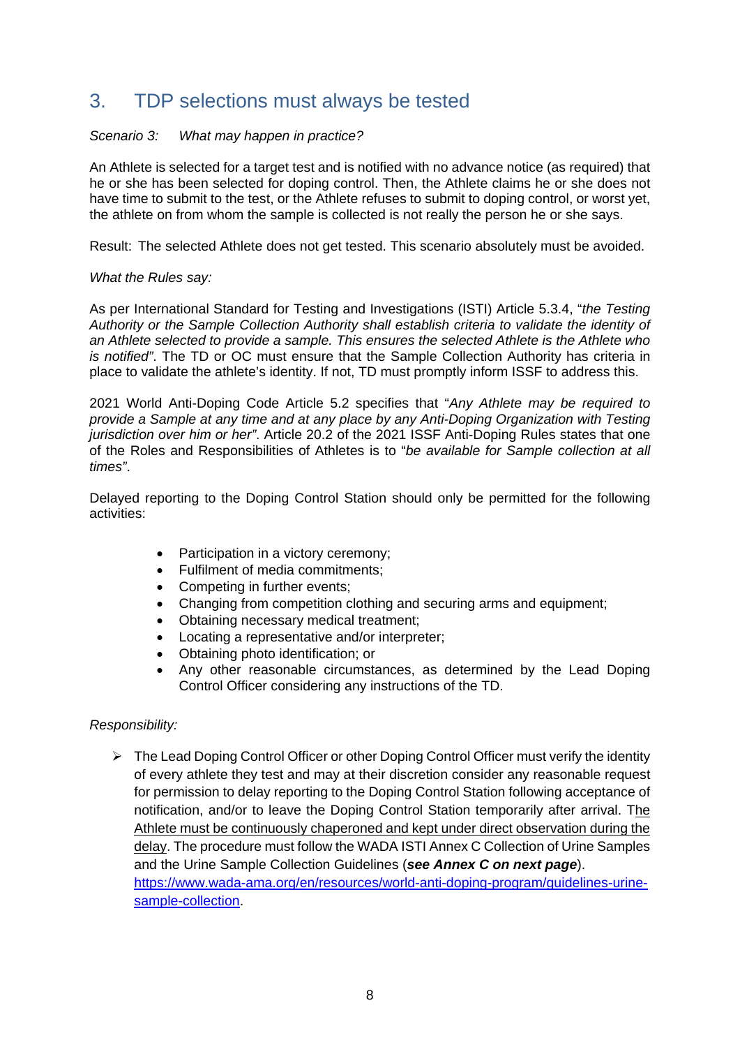## 3. TDP selections must always be tested

*Scenario 3: What may happen in practice?*

An Athlete is selected for a target test and is notified with no advance notice (as required) that he or she has been selected for doping control. Then, the Athlete claims he or she does not have time to submit to the test, or the Athlete refuses to submit to doping control, or worst yet, the athlete on from whom the sample is collected is not really the person he or she says.

Result: The selected Athlete does not get tested. This scenario absolutely must be avoided.

*What the Rules say:*

As per International Standard for Testing and Investigations (ISTI) Article 5.3.4, "*the Testing Authority or the Sample Collection Authority shall establish criteria to validate the identity of an Athlete selected to provide a sample. This ensures the selected Athlete is the Athlete who is notified"*. The TD or OC must ensure that the Sample Collection Authority has criteria in place to validate the athlete's identity. If not, TD must promptly inform ISSF to address this.

2021 World Anti-Doping Code Article 5.2 specifies that "*Any Athlete may be required to provide a Sample at any time and at any place by any Anti-Doping Organization with Testing jurisdiction over him or her"*. Article 20.2 of the 2021 ISSF Anti-Doping Rules states that one of the Roles and Responsibilities of Athletes is to "*be available for Sample collection at all times"*.

Delayed reporting to the Doping Control Station should only be permitted for the following activities:

- Participation in a victory ceremony;
- Fulfilment of media commitments;
- Competing in further events;
- Changing from competition clothing and securing arms and equipment;
- Obtaining necessary medical treatment;
- Locating a representative and/or interpreter;
- Obtaining photo identification; or
- Any other reasonable circumstances, as determined by the Lead Doping Control Officer considering any instructions of the TD.

*Responsibility:*

- The Lead Doping Control Officer or other Doping Control Officer must verify the identity of every athlete they test and may at their discretion consider any reasonable request for permission to delay reporting to the Doping Control Station following acceptance of notification, and/or to leave the Doping Control Station temporarily after arrival. The Athlete must be continuously chaperoned and kept under direct observation during the delay. The procedure must follow the WADA ISTI Annex C Collection of Urine Samples and the Urine Sample Collection Guidelines (***see Annex C on next page***). https://www.wada-ama.org/en/resources/world-anti-doping-program/guidelines-urine-sample-collection.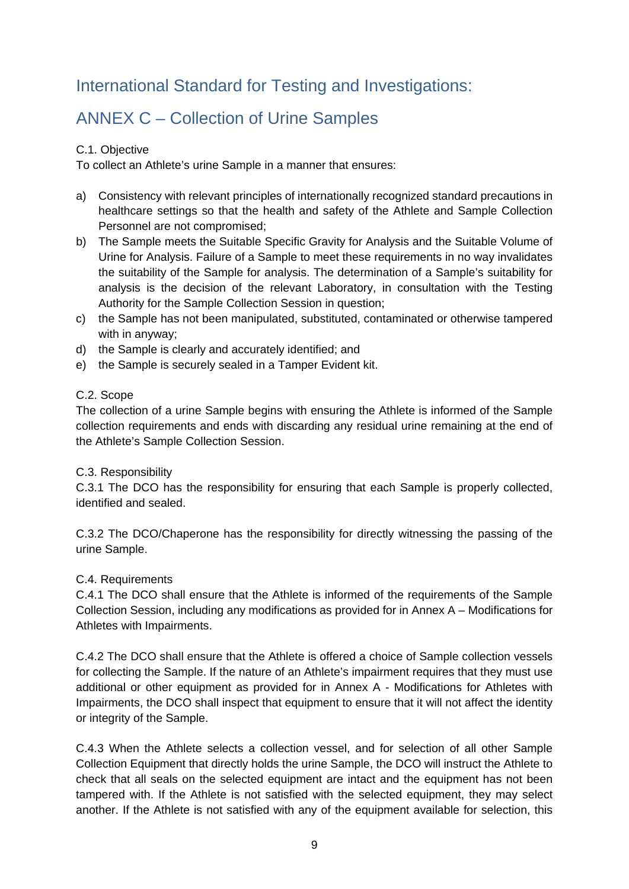# International Standard for Testing and Investigations:

# ANNEX C – Collection of Urine Samples

C.1. Objective

To collect an Athlete's urine Sample in a manner that ensures:

a) Consistency with relevant principles of internationally recognized standard precautions in healthcare settings so that the health and safety of the Athlete and Sample Collection Personnel are not compromised;
b) The Sample meets the Suitable Specific Gravity for Analysis and the Suitable Volume of Urine for Analysis. Failure of a Sample to meet these requirements in no way invalidates the suitability of the Sample for analysis. The determination of a Sample's suitability for analysis is the decision of the relevant Laboratory, in consultation with the Testing Authority for the Sample Collection Session in question;
c) the Sample has not been manipulated, substituted, contaminated or otherwise tampered with in anyway;
d) the Sample is clearly and accurately identified; and
e) the Sample is securely sealed in a Tamper Evident kit.

C.2. Scope

The collection of a urine Sample begins with ensuring the Athlete is informed of the Sample collection requirements and ends with discarding any residual urine remaining at the end of the Athlete's Sample Collection Session.

C.3. Responsibility

C.3.1 The DCO has the responsibility for ensuring that each Sample is properly collected, identified and sealed.

C.3.2 The DCO/Chaperone has the responsibility for directly witnessing the passing of the urine Sample.

C.4. Requirements

C.4.1 The DCO shall ensure that the Athlete is informed of the requirements of the Sample Collection Session, including any modifications as provided for in Annex A – Modifications for Athletes with Impairments.

C.4.2 The DCO shall ensure that the Athlete is offered a choice of Sample collection vessels for collecting the Sample. If the nature of an Athlete's impairment requires that they must use additional or other equipment as provided for in Annex A - Modifications for Athletes with Impairments, the DCO shall inspect that equipment to ensure that it will not affect the identity or integrity of the Sample.

C.4.3 When the Athlete selects a collection vessel, and for selection of all other Sample Collection Equipment that directly holds the urine Sample, the DCO will instruct the Athlete to check that all seals on the selected equipment are intact and the equipment has not been tampered with. If the Athlete is not satisfied with the selected equipment, they may select another. If the Athlete is not satisfied with any of the equipment available for selection, this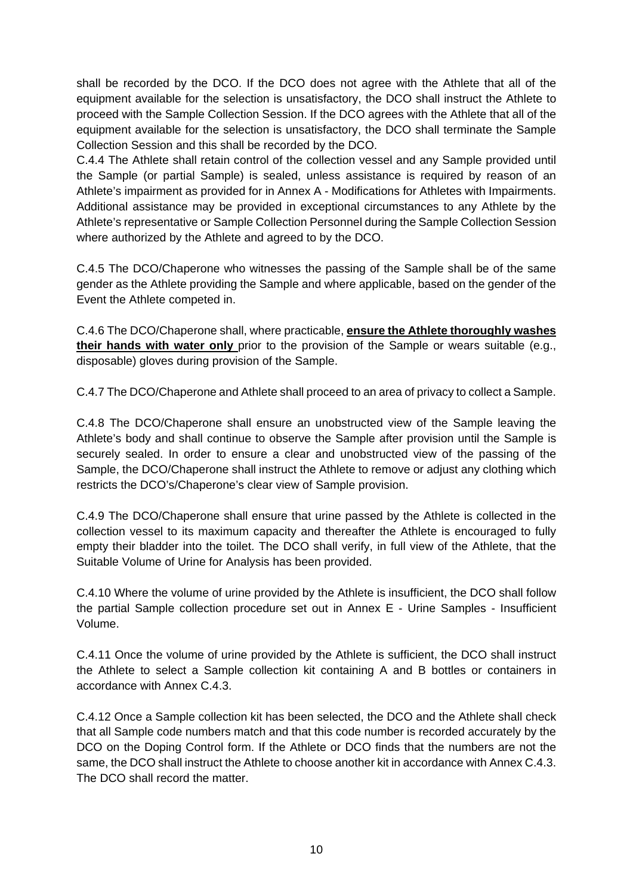shall be recorded by the DCO. If the DCO does not agree with the Athlete that all of the equipment available for the selection is unsatisfactory, the DCO shall instruct the Athlete to proceed with the Sample Collection Session. If the DCO agrees with the Athlete that all of the equipment available for the selection is unsatisfactory, the DCO shall terminate the Sample Collection Session and this shall be recorded by the DCO.

C.4.4 The Athlete shall retain control of the collection vessel and any Sample provided until the Sample (or partial Sample) is sealed, unless assistance is required by reason of an Athlete's impairment as provided for in Annex A - Modifications for Athletes with Impairments. Additional assistance may be provided in exceptional circumstances to any Athlete by the Athlete's representative or Sample Collection Personnel during the Sample Collection Session where authorized by the Athlete and agreed to by the DCO.

C.4.5 The DCO/Chaperone who witnesses the passing of the Sample shall be of the same gender as the Athlete providing the Sample and where applicable, based on the gender of the Event the Athlete competed in.

C.4.6 The DCO/Chaperone shall, where practicable, **ensure the Athlete thoroughly washes their hands with water only** prior to the provision of the Sample or wears suitable (e.g., disposable) gloves during provision of the Sample.

C.4.7 The DCO/Chaperone and Athlete shall proceed to an area of privacy to collect a Sample.

C.4.8 The DCO/Chaperone shall ensure an unobstructed view of the Sample leaving the Athlete's body and shall continue to observe the Sample after provision until the Sample is securely sealed. In order to ensure a clear and unobstructed view of the passing of the Sample, the DCO/Chaperone shall instruct the Athlete to remove or adjust any clothing which restricts the DCO's/Chaperone's clear view of Sample provision.

C.4.9 The DCO/Chaperone shall ensure that urine passed by the Athlete is collected in the collection vessel to its maximum capacity and thereafter the Athlete is encouraged to fully empty their bladder into the toilet. The DCO shall verify, in full view of the Athlete, that the Suitable Volume of Urine for Analysis has been provided.

C.4.10 Where the volume of urine provided by the Athlete is insufficient, the DCO shall follow the partial Sample collection procedure set out in Annex E - Urine Samples - Insufficient Volume.

C.4.11 Once the volume of urine provided by the Athlete is sufficient, the DCO shall instruct the Athlete to select a Sample collection kit containing A and B bottles or containers in accordance with Annex C.4.3.

C.4.12 Once a Sample collection kit has been selected, the DCO and the Athlete shall check that all Sample code numbers match and that this code number is recorded accurately by the DCO on the Doping Control form. If the Athlete or DCO finds that the numbers are not the same, the DCO shall instruct the Athlete to choose another kit in accordance with Annex C.4.3. The DCO shall record the matter.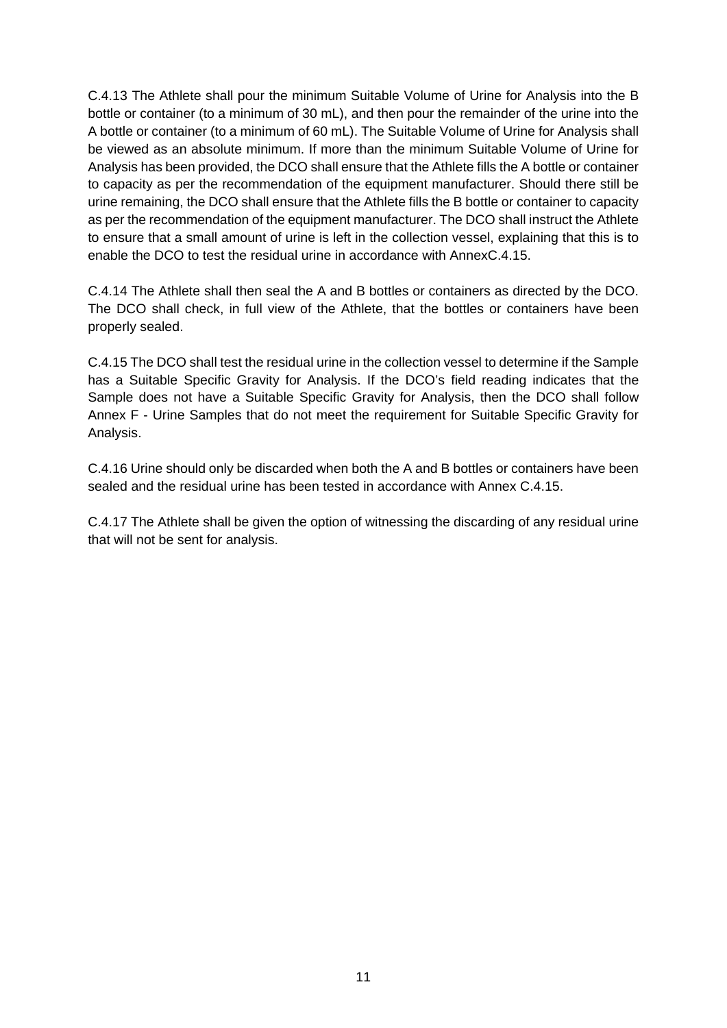C.4.13 The Athlete shall pour the minimum Suitable Volume of Urine for Analysis into the B bottle or container (to a minimum of 30 mL), and then pour the remainder of the urine into the A bottle or container (to a minimum of 60 mL). The Suitable Volume of Urine for Analysis shall be viewed as an absolute minimum. If more than the minimum Suitable Volume of Urine for Analysis has been provided, the DCO shall ensure that the Athlete fills the A bottle or container to capacity as per the recommendation of the equipment manufacturer. Should there still be urine remaining, the DCO shall ensure that the Athlete fills the B bottle or container to capacity as per the recommendation of the equipment manufacturer. The DCO shall instruct the Athlete to ensure that a small amount of urine is left in the collection vessel, explaining that this is to enable the DCO to test the residual urine in accordance with AnnexC.4.15.

C.4.14 The Athlete shall then seal the A and B bottles or containers as directed by the DCO. The DCO shall check, in full view of the Athlete, that the bottles or containers have been properly sealed.

C.4.15 The DCO shall test the residual urine in the collection vessel to determine if the Sample has a Suitable Specific Gravity for Analysis. If the DCO's field reading indicates that the Sample does not have a Suitable Specific Gravity for Analysis, then the DCO shall follow Annex F - Urine Samples that do not meet the requirement for Suitable Specific Gravity for Analysis.

C.4.16 Urine should only be discarded when both the A and B bottles or containers have been sealed and the residual urine has been tested in accordance with Annex C.4.15.

C.4.17 The Athlete shall be given the option of witnessing the discarding of any residual urine that will not be sent for analysis.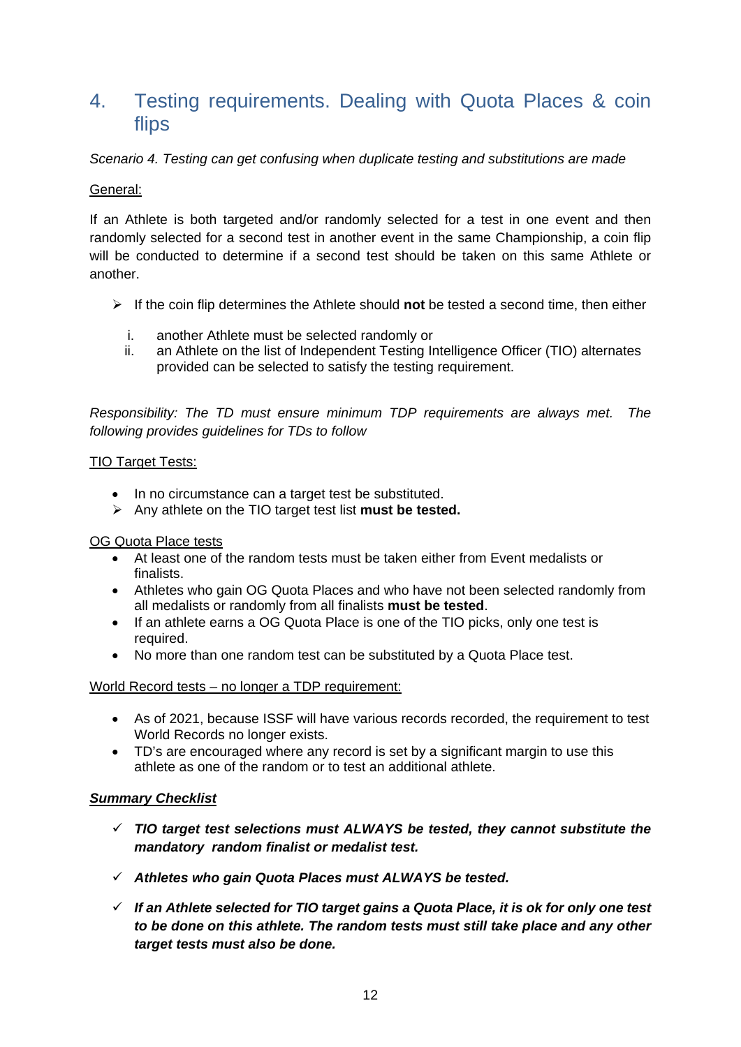## 4. Testing requirements. Dealing with Quota Places & coin flips

*Scenario 4. Testing can get confusing when duplicate testing and substitutions are made*

General:

If an Athlete is both targeted and/or randomly selected for a test in one event and then randomly selected for a second test in another event in the same Championship, a coin flip will be conducted to determine if a second test should be taken on this same Athlete or another.

- If the coin flip determines the Athlete should **not** be tested a second time, then either
  1. another Athlete must be selected randomly or
  2. an Athlete on the list of Independent Testing Intelligence Officer (TIO) alternates provided can be selected to satisfy the testing requirement.

*Responsibility: The TD must ensure minimum TDP requirements are always met. The following provides guidelines for TDs to follow*

TIO Target Tests:

- In no circumstance can a target test be substituted.
- Any athlete on the TIO target test list **must be tested.**

OG Quota Place tests

- At least one of the random tests must be taken either from Event medalists or finalists.
- Athletes who gain OG Quota Places and who have not been selected randomly from all medalists or randomly from all finalists **must be tested**.
- If an athlete earns a OG Quota Place is one of the TIO picks, only one test is required.
- No more than one random test can be substituted by a Quota Place test.

World Record tests – no longer a TDP requirement:

- As of 2021, because ISSF will have various records recorded, the requirement to test World Records no longer exists.
- TD's are encouraged where any record is set by a significant margin to use this athlete as one of the random or to test an additional athlete.

***Summary Checklist***

- ✓ ***TIO target test selections must ALWAYS be tested, they cannot substitute the mandatory random finalist or medalist test.***
- ✓ ***Athletes who gain Quota Places must ALWAYS be tested.***
- ✓ ***If an Athlete selected for TIO target gains a Quota Place, it is ok for only one test to be done on this athlete. The random tests must still take place and any other target tests must also be done.***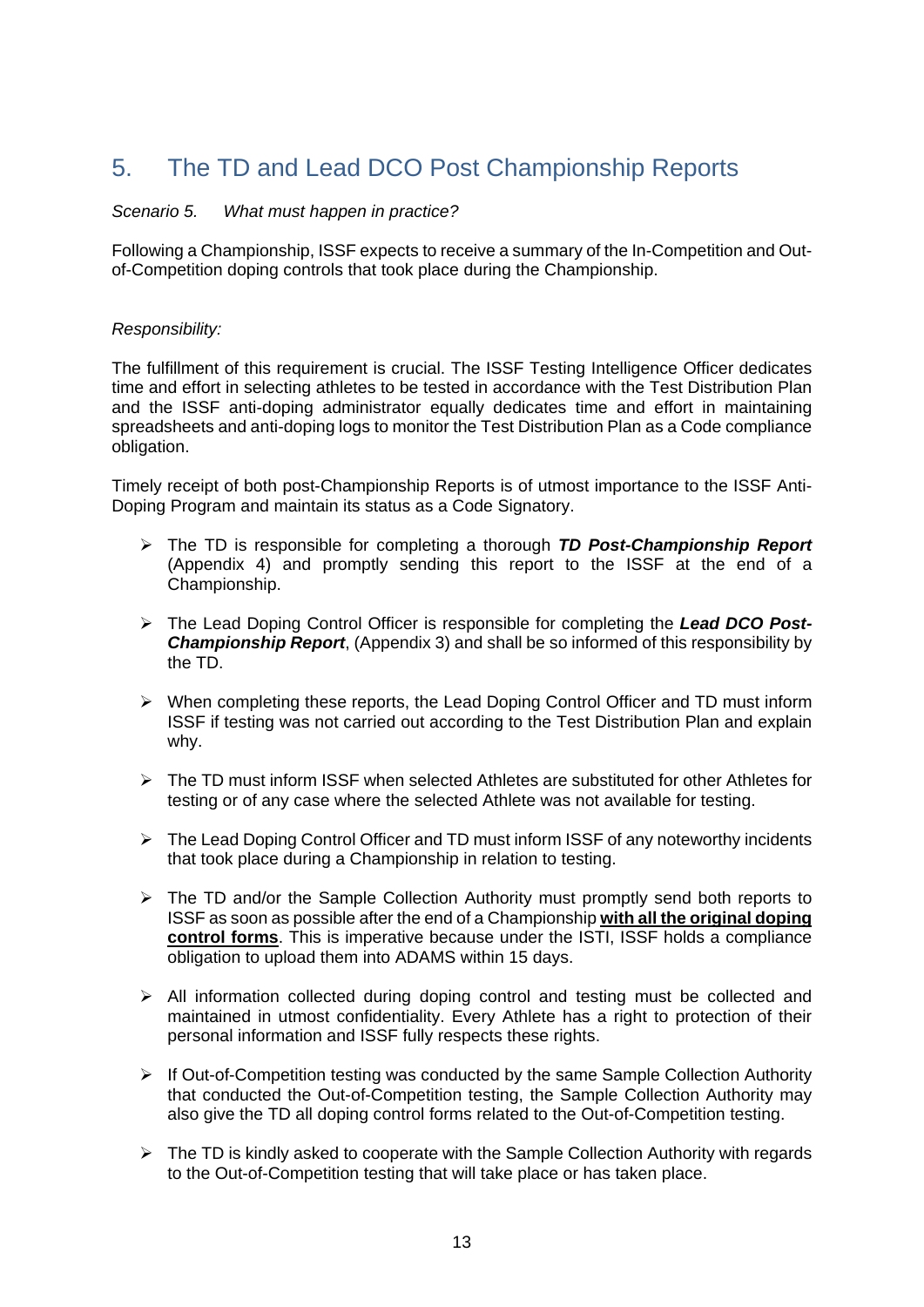# 5. The TD and Lead DCO Post Championship Reports

*Scenario 5. What must happen in practice?*

Following a Championship, ISSF expects to receive a summary of the In-Competition and Out-of-Competition doping controls that took place during the Championship.

*Responsibility:*

The fulfillment of this requirement is crucial. The ISSF Testing Intelligence Officer dedicates time and effort in selecting athletes to be tested in accordance with the Test Distribution Plan and the ISSF anti-doping administrator equally dedicates time and effort in maintaining spreadsheets and anti-doping logs to monitor the Test Distribution Plan as a Code compliance obligation.

Timely receipt of both post-Championship Reports is of utmost importance to the ISSF Anti-Doping Program and maintain its status as a Code Signatory.

- The TD is responsible for completing a thorough ***TD Post-Championship Report*** (Appendix 4) and promptly sending this report to the ISSF at the end of a Championship.
- The Lead Doping Control Officer is responsible for completing the ***Lead DCO Post-Championship Report***, (Appendix 3) and shall be so informed of this responsibility by the TD.
- When completing these reports, the Lead Doping Control Officer and TD must inform ISSF if testing was not carried out according to the Test Distribution Plan and explain why.
- The TD must inform ISSF when selected Athletes are substituted for other Athletes for testing or of any case where the selected Athlete was not available for testing.
- The Lead Doping Control Officer and TD must inform ISSF of any noteworthy incidents that took place during a Championship in relation to testing.
- The TD and/or the Sample Collection Authority must promptly send both reports to ISSF as soon as possible after the end of a Championship **<u>with all the original doping control forms</u>**. This is imperative because under the ISTI, ISSF holds a compliance obligation to upload them into ADAMS within 15 days.
- All information collected during doping control and testing must be collected and maintained in utmost confidentiality. Every Athlete has a right to protection of their personal information and ISSF fully respects these rights.
- If Out-of-Competition testing was conducted by the same Sample Collection Authority that conducted the Out-of-Competition testing, the Sample Collection Authority may also give the TD all doping control forms related to the Out-of-Competition testing.
- The TD is kindly asked to cooperate with the Sample Collection Authority with regards to the Out-of-Competition testing that will take place or has taken place.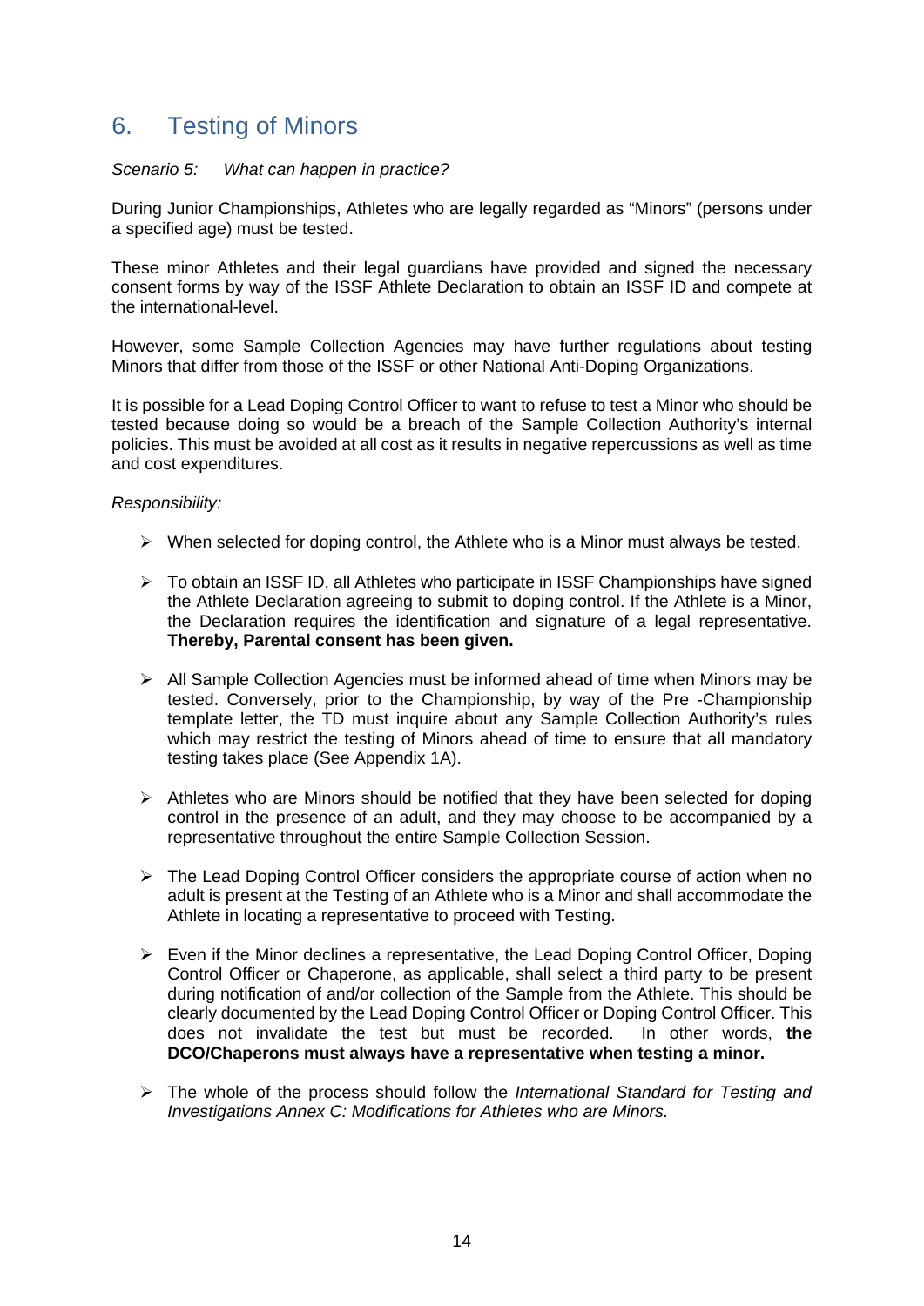## 6. Testing of Minors

*Scenario 5: What can happen in practice?*

During Junior Championships, Athletes who are legally regarded as "Minors" (persons under a specified age) must be tested.

These minor Athletes and their legal guardians have provided and signed the necessary consent forms by way of the ISSF Athlete Declaration to obtain an ISSF ID and compete at the international-level.

However, some Sample Collection Agencies may have further regulations about testing Minors that differ from those of the ISSF or other National Anti-Doping Organizations.

It is possible for a Lead Doping Control Officer to want to refuse to test a Minor who should be tested because doing so would be a breach of the Sample Collection Authority's internal policies. This must be avoided at all cost as it results in negative repercussions as well as time and cost expenditures.

*Responsibility:*

- When selected for doping control, the Athlete who is a Minor must always be tested.
- To obtain an ISSF ID, all Athletes who participate in ISSF Championships have signed the Athlete Declaration agreeing to submit to doping control. If the Athlete is a Minor, the Declaration requires the identification and signature of a legal representative. **Thereby, Parental consent has been given.**
- All Sample Collection Agencies must be informed ahead of time when Minors may be tested. Conversely, prior to the Championship, by way of the Pre -Championship template letter, the TD must inquire about any Sample Collection Authority's rules which may restrict the testing of Minors ahead of time to ensure that all mandatory testing takes place (See Appendix 1A).
- Athletes who are Minors should be notified that they have been selected for doping control in the presence of an adult, and they may choose to be accompanied by a representative throughout the entire Sample Collection Session.
- The Lead Doping Control Officer considers the appropriate course of action when no adult is present at the Testing of an Athlete who is a Minor and shall accommodate the Athlete in locating a representative to proceed with Testing.
- Even if the Minor declines a representative, the Lead Doping Control Officer, Doping Control Officer or Chaperone, as applicable, shall select a third party to be present during notification of and/or collection of the Sample from the Athlete. This should be clearly documented by the Lead Doping Control Officer or Doping Control Officer. This does not invalidate the test but must be recorded. In other words, **the DCO/Chaperons must always have a representative when testing a minor.**
- The whole of the process should follow the *International Standard for Testing and Investigations Annex C: Modifications for Athletes who are Minors.*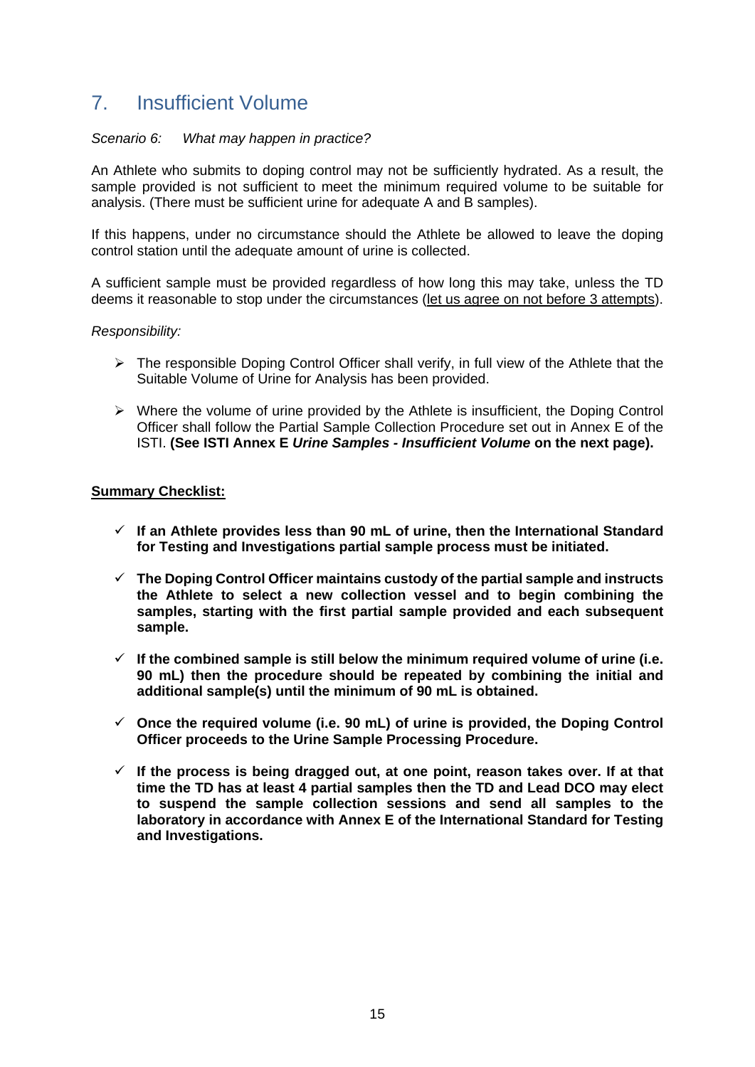## 7. Insufficient Volume

*Scenario 6: What may happen in practice?*

An Athlete who submits to doping control may not be sufficiently hydrated. As a result, the sample provided is not sufficient to meet the minimum required volume to be suitable for analysis. (There must be sufficient urine for adequate A and B samples).

If this happens, under no circumstance should the Athlete be allowed to leave the doping control station until the adequate amount of urine is collected.

A sufficient sample must be provided regardless of how long this may take, unless the TD deems it reasonable to stop under the circumstances (<u>let us agree on not before 3 attempts</u>).

*Responsibility:*

- The responsible Doping Control Officer shall verify, in full view of the Athlete that the Suitable Volume of Urine for Analysis has been provided.
- Where the volume of urine provided by the Athlete is insufficient, the Doping Control Officer shall follow the Partial Sample Collection Procedure set out in Annex E of the ISTI. **(See ISTI Annex E *Urine Samples - Insufficient Volume* on the next page).**

**<u>Summary Checklist:</u>**

- ✓ **If an Athlete provides less than 90 mL of urine, then the International Standard for Testing and Investigations partial sample process must be initiated.**
- ✓ **The Doping Control Officer maintains custody of the partial sample and instructs the Athlete to select a new collection vessel and to begin combining the samples, starting with the first partial sample provided and each subsequent sample.**
- ✓ **If the combined sample is still below the minimum required volume of urine (i.e. 90 mL) then the procedure should be repeated by combining the initial and additional sample(s) until the minimum of 90 mL is obtained.**
- ✓ **Once the required volume (i.e. 90 mL) of urine is provided, the Doping Control Officer proceeds to the Urine Sample Processing Procedure.**
- ✓ **If the process is being dragged out, at one point, reason takes over. If at that time the TD has at least 4 partial samples then the TD and Lead DCO may elect to suspend the sample collection sessions and send all samples to the laboratory in accordance with Annex E of the International Standard for Testing and Investigations.**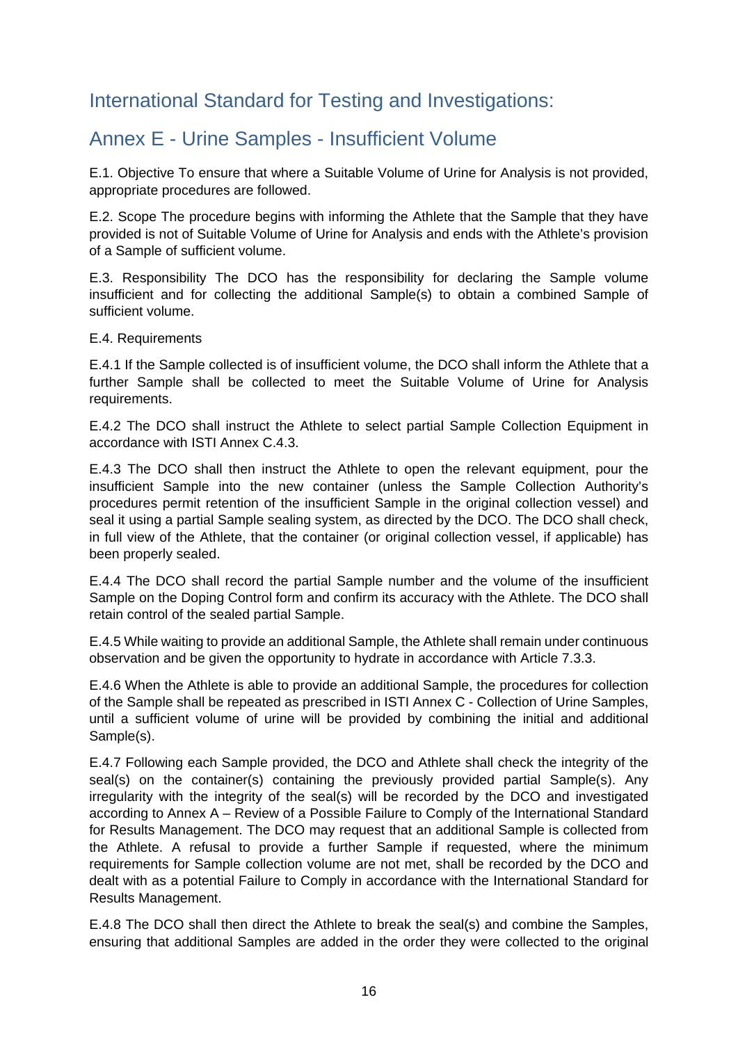## International Standard for Testing and Investigations:

## Annex E - Urine Samples - Insufficient Volume

E.1. Objective To ensure that where a Suitable Volume of Urine for Analysis is not provided, appropriate procedures are followed.

E.2. Scope The procedure begins with informing the Athlete that the Sample that they have provided is not of Suitable Volume of Urine for Analysis and ends with the Athlete's provision of a Sample of sufficient volume.

E.3. Responsibility The DCO has the responsibility for declaring the Sample volume insufficient and for collecting the additional Sample(s) to obtain a combined Sample of sufficient volume.

E.4. Requirements

E.4.1 If the Sample collected is of insufficient volume, the DCO shall inform the Athlete that a further Sample shall be collected to meet the Suitable Volume of Urine for Analysis requirements.

E.4.2 The DCO shall instruct the Athlete to select partial Sample Collection Equipment in accordance with ISTI Annex C.4.3.

E.4.3 The DCO shall then instruct the Athlete to open the relevant equipment, pour the insufficient Sample into the new container (unless the Sample Collection Authority's procedures permit retention of the insufficient Sample in the original collection vessel) and seal it using a partial Sample sealing system, as directed by the DCO. The DCO shall check, in full view of the Athlete, that the container (or original collection vessel, if applicable) has been properly sealed.

E.4.4 The DCO shall record the partial Sample number and the volume of the insufficient Sample on the Doping Control form and confirm its accuracy with the Athlete. The DCO shall retain control of the sealed partial Sample.

E.4.5 While waiting to provide an additional Sample, the Athlete shall remain under continuous observation and be given the opportunity to hydrate in accordance with Article 7.3.3.

E.4.6 When the Athlete is able to provide an additional Sample, the procedures for collection of the Sample shall be repeated as prescribed in ISTI Annex C - Collection of Urine Samples, until a sufficient volume of urine will be provided by combining the initial and additional Sample(s).

E.4.7 Following each Sample provided, the DCO and Athlete shall check the integrity of the seal(s) on the container(s) containing the previously provided partial Sample(s). Any irregularity with the integrity of the seal(s) will be recorded by the DCO and investigated according to Annex A – Review of a Possible Failure to Comply of the International Standard for Results Management. The DCO may request that an additional Sample is collected from the Athlete. A refusal to provide a further Sample if requested, where the minimum requirements for Sample collection volume are not met, shall be recorded by the DCO and dealt with as a potential Failure to Comply in accordance with the International Standard for Results Management.

E.4.8 The DCO shall then direct the Athlete to break the seal(s) and combine the Samples, ensuring that additional Samples are added in the order they were collected to the original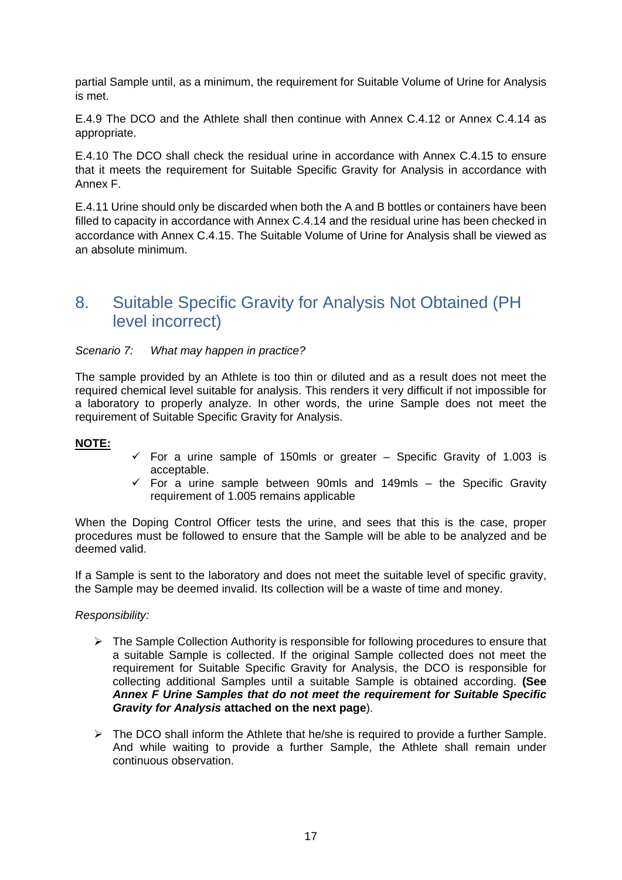partial Sample until, as a minimum, the requirement for Suitable Volume of Urine for Analysis is met.

E.4.9 The DCO and the Athlete shall then continue with Annex C.4.12 or Annex C.4.14 as appropriate.

E.4.10 The DCO shall check the residual urine in accordance with Annex C.4.15 to ensure that it meets the requirement for Suitable Specific Gravity for Analysis in accordance with Annex F.

E.4.11 Urine should only be discarded when both the A and B bottles or containers have been filled to capacity in accordance with Annex C.4.14 and the residual urine has been checked in accordance with Annex C.4.15. The Suitable Volume of Urine for Analysis shall be viewed as an absolute minimum.

## 8. Suitable Specific Gravity for Analysis Not Obtained (PH level incorrect)

*Scenario 7: What may happen in practice?*

The sample provided by an Athlete is too thin or diluted and as a result does not meet the required chemical level suitable for analysis. This renders it very difficult if not impossible for a laboratory to properly analyze. In other words, the urine Sample does not meet the requirement of Suitable Specific Gravity for Analysis.

**NOTE:**

- ✓ For a urine sample of 150mls or greater – Specific Gravity of 1.003 is acceptable.
- ✓ For a urine sample between 90mls and 149mls – the Specific Gravity requirement of 1.005 remains applicable

When the Doping Control Officer tests the urine, and sees that this is the case, proper procedures must be followed to ensure that the Sample will be able to be analyzed and be deemed valid.

If a Sample is sent to the laboratory and does not meet the suitable level of specific gravity, the Sample may be deemed invalid. Its collection will be a waste of time and money.

*Responsibility:*

- ➢ The Sample Collection Authority is responsible for following procedures to ensure that a suitable Sample is collected. If the original Sample collected does not meet the requirement for Suitable Specific Gravity for Analysis, the DCO is responsible for collecting additional Samples until a suitable Sample is obtained according. **(See *Annex F Urine Samples that do not meet the requirement for Suitable Specific Gravity for Analysis* attached on the next page**).

- ➢ The DCO shall inform the Athlete that he/she is required to provide a further Sample. And while waiting to provide a further Sample, the Athlete shall remain under continuous observation.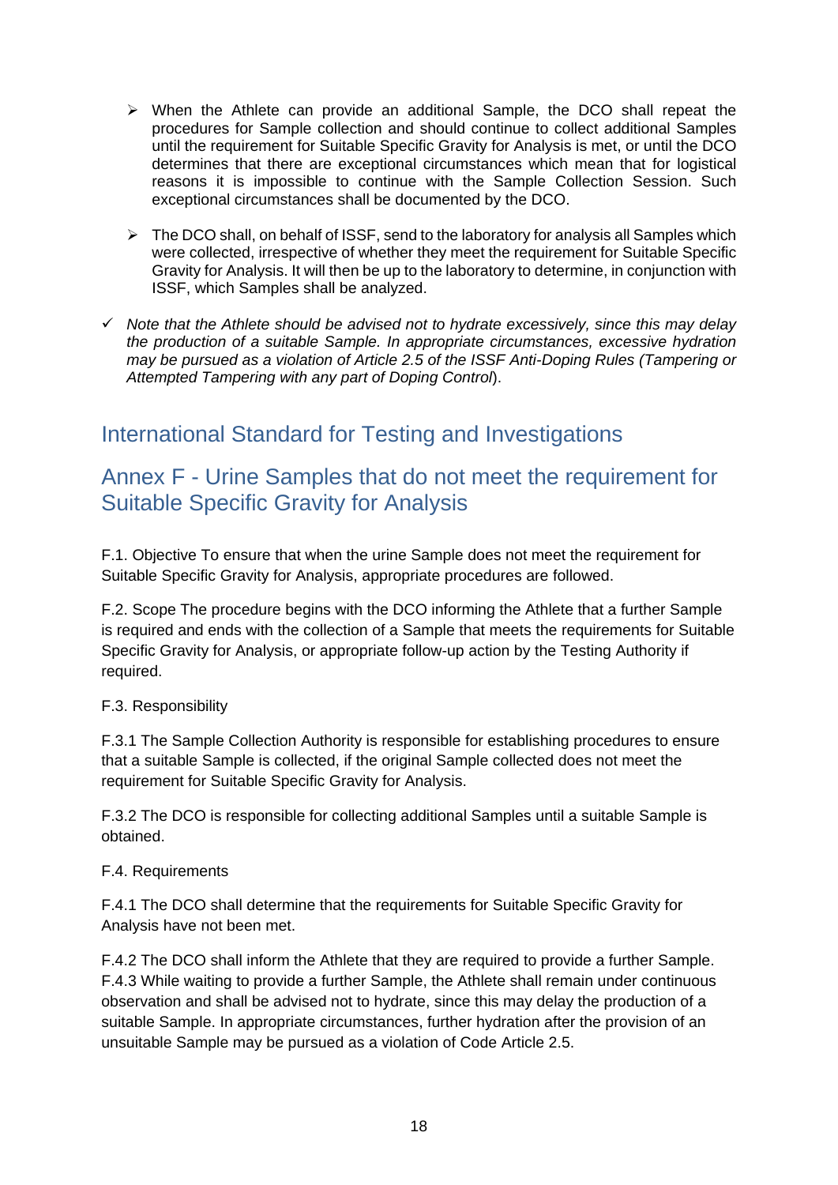- ➢ When the Athlete can provide an additional Sample, the DCO shall repeat the procedures for Sample collection and should continue to collect additional Samples until the requirement for Suitable Specific Gravity for Analysis is met, or until the DCO determines that there are exceptional circumstances which mean that for logistical reasons it is impossible to continue with the Sample Collection Session. Such exceptional circumstances shall be documented by the DCO.

- ➢ The DCO shall, on behalf of ISSF, send to the laboratory for analysis all Samples which were collected, irrespective of whether they meet the requirement for Suitable Specific Gravity for Analysis. It will then be up to the laboratory to determine, in conjunction with ISSF, which Samples shall be analyzed.

✓ *Note that the Athlete should be advised not to hydrate excessively, since this may delay the production of a suitable Sample. In appropriate circumstances, excessive hydration may be pursued as a violation of Article 2.5 of the ISSF Anti-Doping Rules (Tampering or Attempted Tampering with any part of Doping Control*).

## International Standard for Testing and Investigations

## Annex F - Urine Samples that do not meet the requirement for Suitable Specific Gravity for Analysis

F.1. Objective To ensure that when the urine Sample does not meet the requirement for Suitable Specific Gravity for Analysis, appropriate procedures are followed.

F.2. Scope The procedure begins with the DCO informing the Athlete that a further Sample is required and ends with the collection of a Sample that meets the requirements for Suitable Specific Gravity for Analysis, or appropriate follow-up action by the Testing Authority if required.

F.3. Responsibility

F.3.1 The Sample Collection Authority is responsible for establishing procedures to ensure that a suitable Sample is collected, if the original Sample collected does not meet the requirement for Suitable Specific Gravity for Analysis.

F.3.2 The DCO is responsible for collecting additional Samples until a suitable Sample is obtained.

F.4. Requirements

F.4.1 The DCO shall determine that the requirements for Suitable Specific Gravity for Analysis have not been met.

F.4.2 The DCO shall inform the Athlete that they are required to provide a further Sample.
F.4.3 While waiting to provide a further Sample, the Athlete shall remain under continuous observation and shall be advised not to hydrate, since this may delay the production of a suitable Sample. In appropriate circumstances, further hydration after the provision of an unsuitable Sample may be pursued as a violation of Code Article 2.5.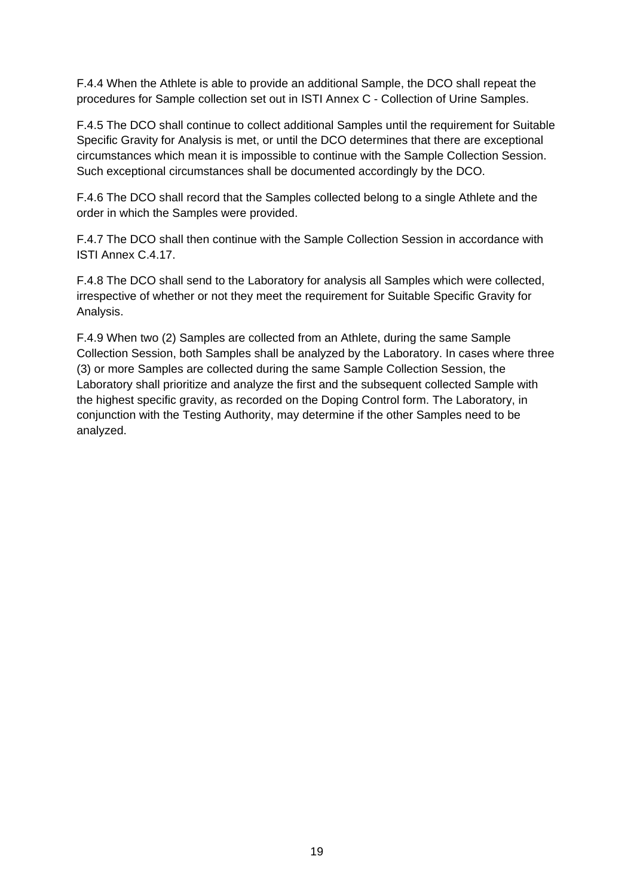F.4.4 When the Athlete is able to provide an additional Sample, the DCO shall repeat the procedures for Sample collection set out in ISTI Annex C - Collection of Urine Samples.

F.4.5 The DCO shall continue to collect additional Samples until the requirement for Suitable Specific Gravity for Analysis is met, or until the DCO determines that there are exceptional circumstances which mean it is impossible to continue with the Sample Collection Session. Such exceptional circumstances shall be documented accordingly by the DCO.

F.4.6 The DCO shall record that the Samples collected belong to a single Athlete and the order in which the Samples were provided.

F.4.7 The DCO shall then continue with the Sample Collection Session in accordance with ISTI Annex C.4.17.

F.4.8 The DCO shall send to the Laboratory for analysis all Samples which were collected, irrespective of whether or not they meet the requirement for Suitable Specific Gravity for Analysis.

F.4.9 When two (2) Samples are collected from an Athlete, during the same Sample Collection Session, both Samples shall be analyzed by the Laboratory. In cases where three (3) or more Samples are collected during the same Sample Collection Session, the Laboratory shall prioritize and analyze the first and the subsequent collected Sample with the highest specific gravity, as recorded on the Doping Control form. The Laboratory, in conjunction with the Testing Authority, may determine if the other Samples need to be analyzed.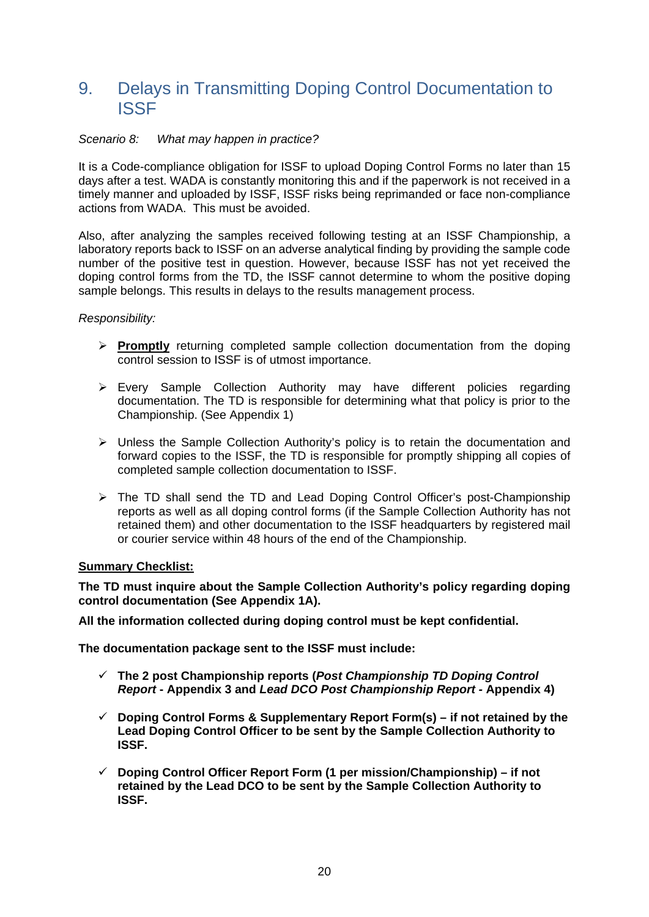# 9. Delays in Transmitting Doping Control Documentation to ISSF

*Scenario 8: What may happen in practice?*

It is a Code-compliance obligation for ISSF to upload Doping Control Forms no later than 15 days after a test. WADA is constantly monitoring this and if the paperwork is not received in a timely manner and uploaded by ISSF, ISSF risks being reprimanded or face non-compliance actions from WADA. This must be avoided.

Also, after analyzing the samples received following testing at an ISSF Championship, a laboratory reports back to ISSF on an adverse analytical finding by providing the sample code number of the positive test in question. However, because ISSF has not yet received the doping control forms from the TD, the ISSF cannot determine to whom the positive doping sample belongs. This results in delays to the results management process.

*Responsibility:*

- **Promptly** returning completed sample collection documentation from the doping control session to ISSF is of utmost importance.
- Every Sample Collection Authority may have different policies regarding documentation. The TD is responsible for determining what that policy is prior to the Championship. (See Appendix 1)
- Unless the Sample Collection Authority's policy is to retain the documentation and forward copies to the ISSF, the TD is responsible for promptly shipping all copies of completed sample collection documentation to ISSF.
- The TD shall send the TD and Lead Doping Control Officer's post-Championship reports as well as all doping control forms (if the Sample Collection Authority has not retained them) and other documentation to the ISSF headquarters by registered mail or courier service within 48 hours of the end of the Championship.

**Summary Checklist:**

**The TD must inquire about the Sample Collection Authority's policy regarding doping control documentation (See Appendix 1A).**

**All the information collected during doping control must be kept confidential.**

**The documentation package sent to the ISSF must include:**

- ✓ **The 2 post Championship reports (*Post Championship TD Doping Control Report* - Appendix 3 and *Lead DCO Post Championship Report* - Appendix 4)**
- ✓ **Doping Control Forms & Supplementary Report Form(s) – if not retained by the Lead Doping Control Officer to be sent by the Sample Collection Authority to ISSF.**
- ✓ **Doping Control Officer Report Form (1 per mission/Championship) – if not retained by the Lead DCO to be sent by the Sample Collection Authority to ISSF.**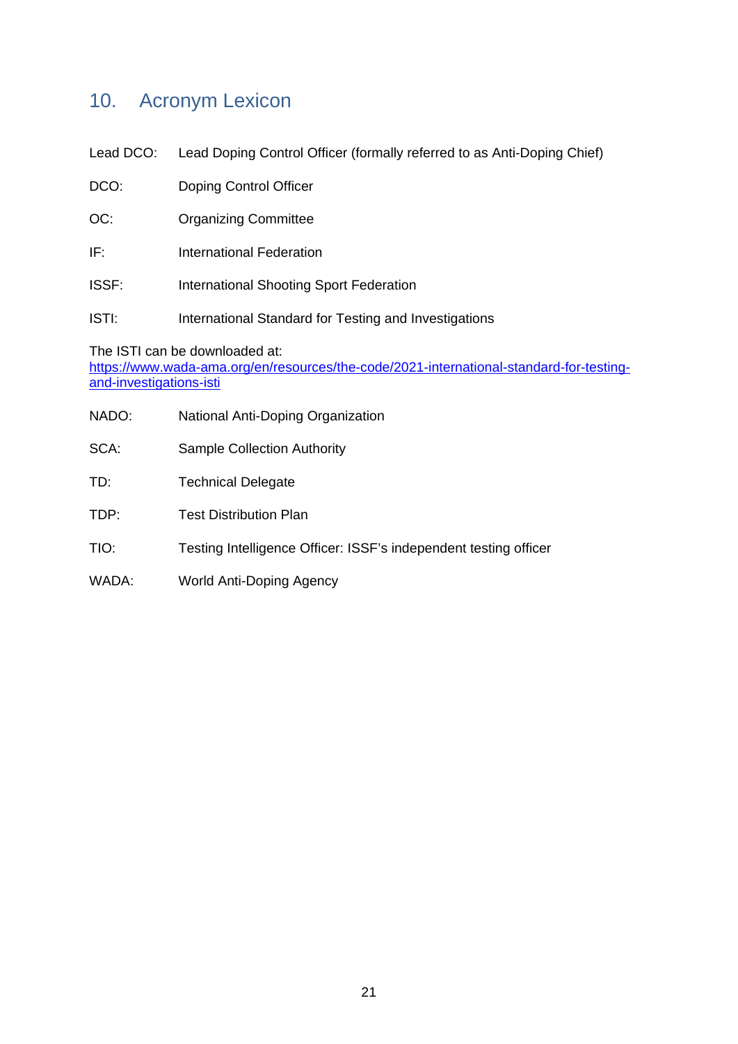## 10. Acronym Lexicon

Lead DCO: Lead Doping Control Officer (formally referred to as Anti-Doping Chief)

DCO: Doping Control Officer

OC: Organizing Committee

IF: International Federation

ISSF: International Shooting Sport Federation

ISTI: International Standard for Testing and Investigations

The ISTI can be downloaded at:
[https://www.wada-ama.org/en/resources/the-code/2021-international-standard-for-testing-and-investigations-isti](https://www.wada-ama.org/en/resources/the-code/2021-international-standard-for-testing-and-investigations-isti)

NADO: National Anti-Doping Organization

SCA: Sample Collection Authority

TD: Technical Delegate

TDP: Test Distribution Plan

TIO: Testing Intelligence Officer: ISSF's independent testing officer

WADA: World Anti-Doping Agency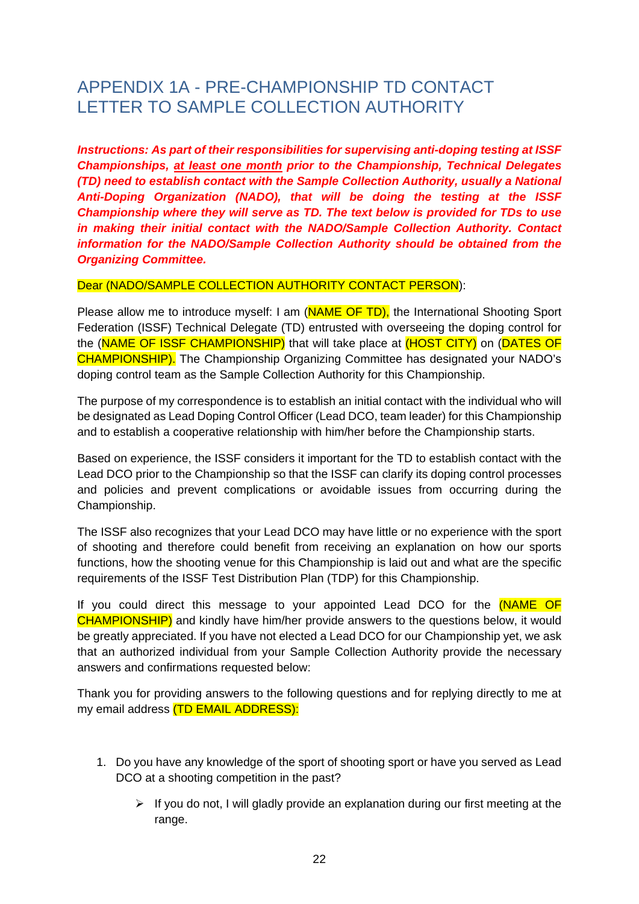## APPENDIX 1A - PRE-CHAMPIONSHIP TD CONTACT LETTER TO SAMPLE COLLECTION AUTHORITY

***Instructions: As part of their responsibilities for supervising anti-doping testing at ISSF Championships, at least one month prior to the Championship, Technical Delegates (TD) need to establish contact with the Sample Collection Authority, usually a National Anti-Doping Organization (NADO), that will be doing the testing at the ISSF Championship where they will serve as TD. The text below is provided for TDs to use in making their initial contact with the NADO/Sample Collection Authority. Contact information for the NADO/Sample Collection Authority should be obtained from the Organizing Committee.***

Dear (NADO/SAMPLE COLLECTION AUTHORITY CONTACT PERSON):

Please allow me to introduce myself: I am (NAME OF TD), the International Shooting Sport Federation (ISSF) Technical Delegate (TD) entrusted with overseeing the doping control for the (NAME OF ISSF CHAMPIONSHIP) that will take place at (HOST CITY) on (DATES OF CHAMPIONSHIP). The Championship Organizing Committee has designated your NADO's doping control team as the Sample Collection Authority for this Championship.

The purpose of my correspondence is to establish an initial contact with the individual who will be designated as Lead Doping Control Officer (Lead DCO, team leader) for this Championship and to establish a cooperative relationship with him/her before the Championship starts.

Based on experience, the ISSF considers it important for the TD to establish contact with the Lead DCO prior to the Championship so that the ISSF can clarify its doping control processes and policies and prevent complications or avoidable issues from occurring during the Championship.

The ISSF also recognizes that your Lead DCO may have little or no experience with the sport of shooting and therefore could benefit from receiving an explanation on how our sports functions, how the shooting venue for this Championship is laid out and what are the specific requirements of the ISSF Test Distribution Plan (TDP) for this Championship.

If you could direct this message to your appointed Lead DCO for the (NAME OF CHAMPIONSHIP) and kindly have him/her provide answers to the questions below, it would be greatly appreciated. If you have not elected a Lead DCO for our Championship yet, we ask that an authorized individual from your Sample Collection Authority provide the necessary answers and confirmations requested below:

Thank you for providing answers to the following questions and for replying directly to me at my email address (TD EMAIL ADDRESS):

1. Do you have any knowledge of the sport of shooting sport or have you served as Lead DCO at a shooting competition in the past?
   - If you do not, I will gladly provide an explanation during our first meeting at the range.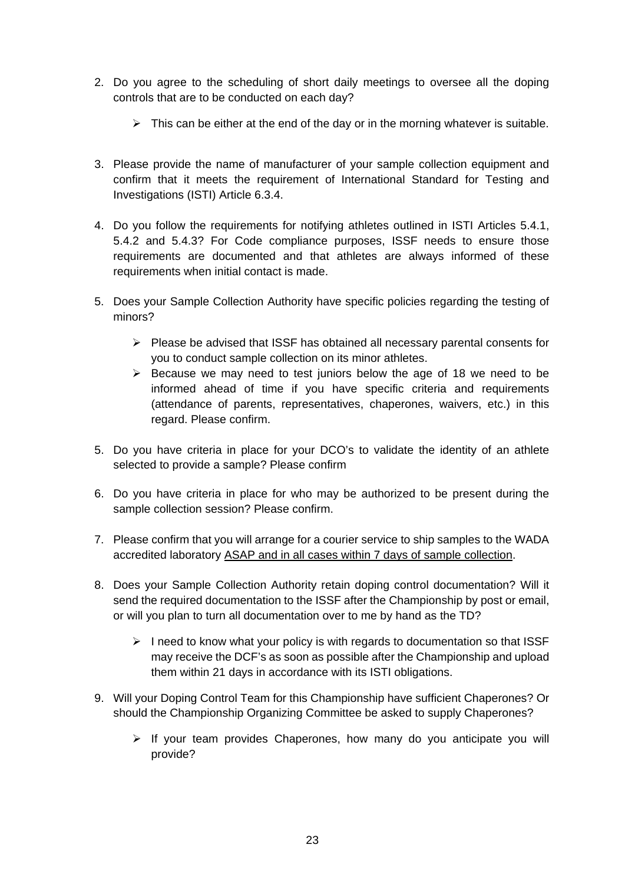2. Do you agree to the scheduling of short daily meetings to oversee all the doping controls that are to be conducted on each day?

   - This can be either at the end of the day or in the morning whatever is suitable.

3. Please provide the name of manufacturer of your sample collection equipment and confirm that it meets the requirement of International Standard for Testing and Investigations (ISTI) Article 6.3.4.

4. Do you follow the requirements for notifying athletes outlined in ISTI Articles 5.4.1, 5.4.2 and 5.4.3? For Code compliance purposes, ISSF needs to ensure those requirements are documented and that athletes are always informed of these requirements when initial contact is made.

5. Does your Sample Collection Authority have specific policies regarding the testing of minors?

   - Please be advised that ISSF has obtained all necessary parental consents for you to conduct sample collection on its minor athletes.
   - Because we may need to test juniors below the age of 18 we need to be informed ahead of time if you have specific criteria and requirements (attendance of parents, representatives, chaperones, waivers, etc.) in this regard. Please confirm.

5. Do you have criteria in place for your DCO's to validate the identity of an athlete selected to provide a sample? Please confirm

6. Do you have criteria in place for who may be authorized to be present during the sample collection session? Please confirm.

7. Please confirm that you will arrange for a courier service to ship samples to the WADA accredited laboratory <u>ASAP and in all cases within 7 days of sample collection</u>.

8. Does your Sample Collection Authority retain doping control documentation? Will it send the required documentation to the ISSF after the Championship by post or email, or will you plan to turn all documentation over to me by hand as the TD?

   - I need to know what your policy is with regards to documentation so that ISSF may receive the DCF's as soon as possible after the Championship and upload them within 21 days in accordance with its ISTI obligations.

9. Will your Doping Control Team for this Championship have sufficient Chaperones? Or should the Championship Organizing Committee be asked to supply Chaperones?

   - If your team provides Chaperones, how many do you anticipate you will provide?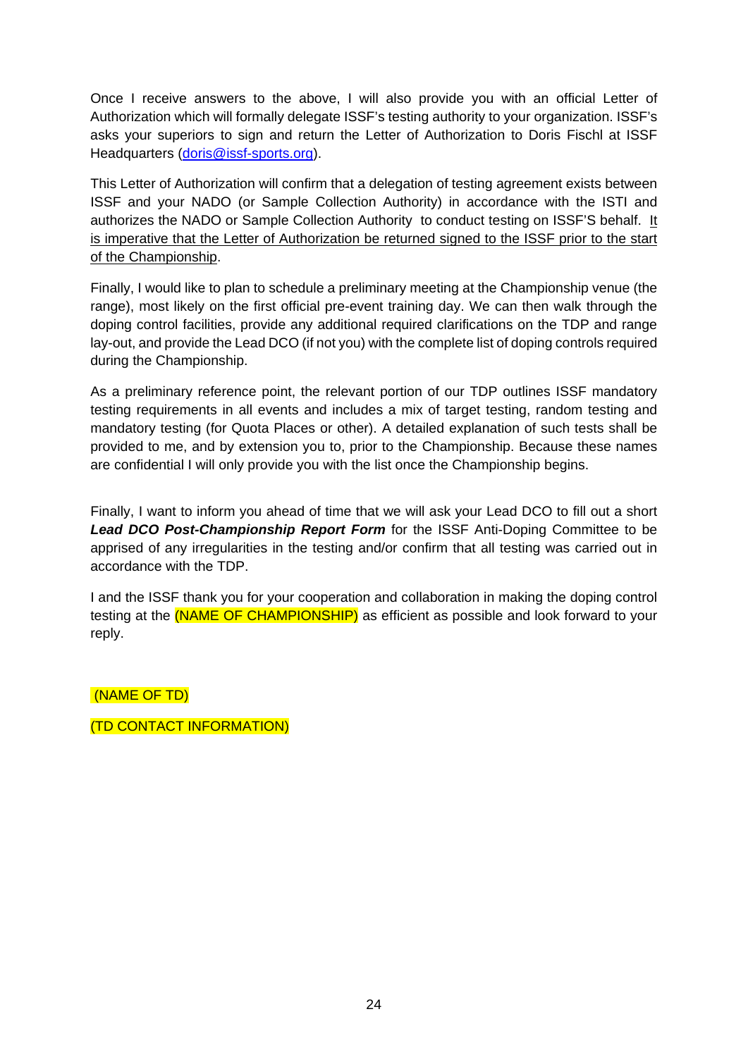Once I receive answers to the above, I will also provide you with an official Letter of Authorization which will formally delegate ISSF's testing authority to your organization. ISSF's asks your superiors to sign and return the Letter of Authorization to Doris Fischl at ISSF Headquarters (doris@issf-sports.org).

This Letter of Authorization will confirm that a delegation of testing agreement exists between ISSF and your NADO (or Sample Collection Authority) in accordance with the ISTI and authorizes the NADO or Sample Collection Authority to conduct testing on ISSF'S behalf. It is imperative that the Letter of Authorization be returned signed to the ISSF prior to the start of the Championship.

Finally, I would like to plan to schedule a preliminary meeting at the Championship venue (the range), most likely on the first official pre-event training day. We can then walk through the doping control facilities, provide any additional required clarifications on the TDP and range lay-out, and provide the Lead DCO (if not you) with the complete list of doping controls required during the Championship.

As a preliminary reference point, the relevant portion of our TDP outlines ISSF mandatory testing requirements in all events and includes a mix of target testing, random testing and mandatory testing (for Quota Places or other). A detailed explanation of such tests shall be provided to me, and by extension you to, prior to the Championship. Because these names are confidential I will only provide you with the list once the Championship begins.

Finally, I want to inform you ahead of time that we will ask your Lead DCO to fill out a short ***Lead DCO Post-Championship Report Form*** for the ISSF Anti-Doping Committee to be apprised of any irregularities in the testing and/or confirm that all testing was carried out in accordance with the TDP.

I and the ISSF thank you for your cooperation and collaboration in making the doping control testing at the (NAME OF CHAMPIONSHIP) as efficient as possible and look forward to your reply.

(NAME OF TD)

(TD CONTACT INFORMATION)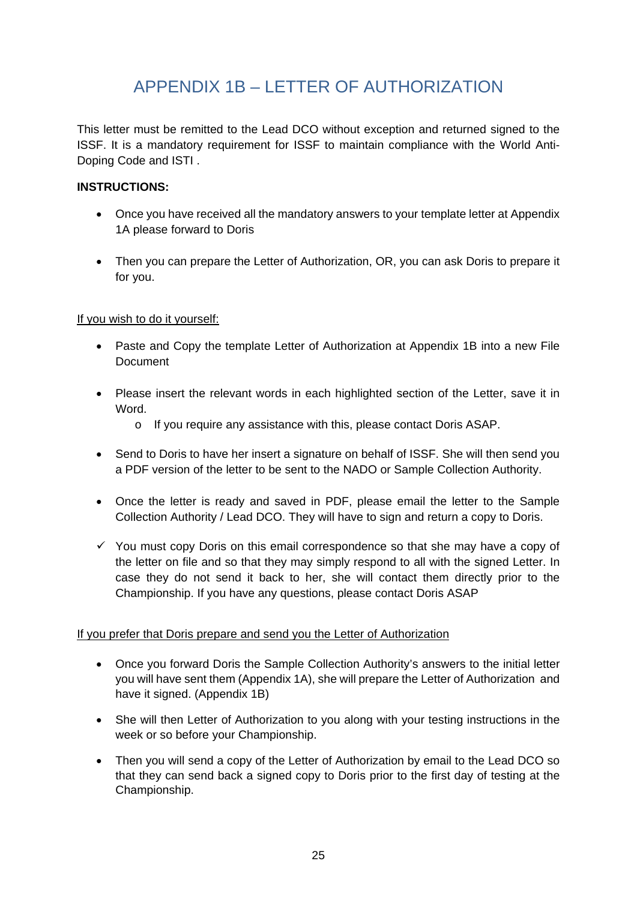# APPENDIX 1B – LETTER OF AUTHORIZATION

This letter must be remitted to the Lead DCO without exception and returned signed to the ISSF. It is a mandatory requirement for ISSF to maintain compliance with the World Anti-Doping Code and ISTI .

**INSTRUCTIONS:**

- Once you have received all the mandatory answers to your template letter at Appendix 1A please forward to Doris
- Then you can prepare the Letter of Authorization, OR, you can ask Doris to prepare it for you.

<u>If you wish to do it yourself:</u>

- Paste and Copy the template Letter of Authorization at Appendix 1B into a new File Document
- Please insert the relevant words in each highlighted section of the Letter, save it in Word.
    - If you require any assistance with this, please contact Doris ASAP.
- Send to Doris to have her insert a signature on behalf of ISSF. She will then send you a PDF version of the letter to be sent to the NADO or Sample Collection Authority.
- Once the letter is ready and saved in PDF, please email the letter to the Sample Collection Authority / Lead DCO. They will have to sign and return a copy to Doris.

✓ You must copy Doris on this email correspondence so that she may have a copy of the letter on file and so that they may simply respond to all with the signed Letter. In case they do not send it back to her, she will contact them directly prior to the Championship. If you have any questions, please contact Doris ASAP

<u>If you prefer that Doris prepare and send you the Letter of Authorization</u>

- Once you forward Doris the Sample Collection Authority's answers to the initial letter you will have sent them (Appendix 1A), she will prepare the Letter of Authorization and have it signed. (Appendix 1B)
- She will then Letter of Authorization to you along with your testing instructions in the week or so before your Championship.
- Then you will send a copy of the Letter of Authorization by email to the Lead DCO so that they can send back a signed copy to Doris prior to the first day of testing at the Championship.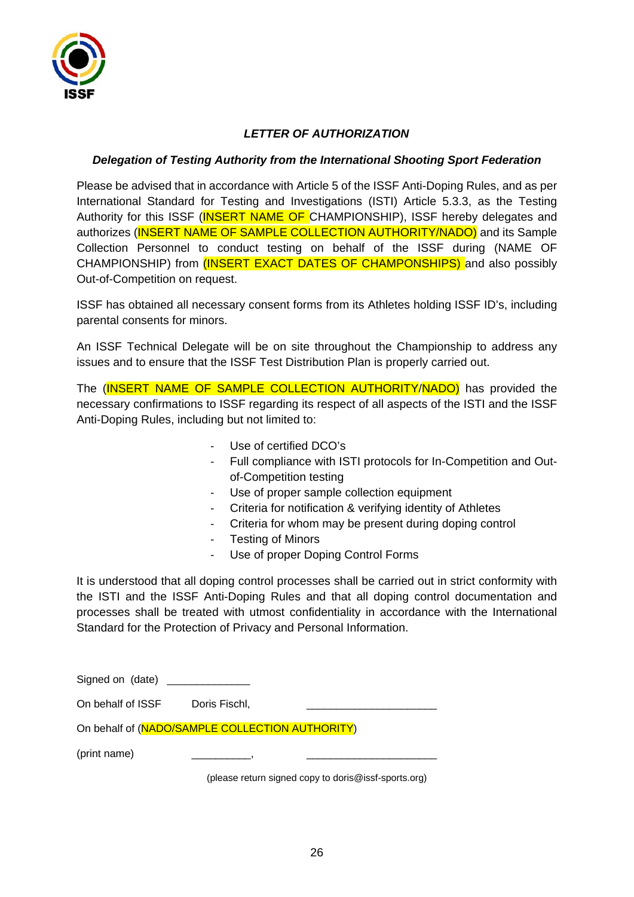ISSF

***LETTER OF AUTHORIZATION***

***Delegation of Testing Authority from the International Shooting Sport Federation***

Please be advised that in accordance with Article 5 of the ISSF Anti-Doping Rules, and as per International Standard for Testing and Investigations (ISTI) Article 5.3.3, as the Testing Authority for this ISSF (INSERT NAME OF CHAMPIONSHIP), ISSF hereby delegates and authorizes (INSERT NAME OF SAMPLE COLLECTION AUTHORITY/NADO) and its Sample Collection Personnel to conduct testing on behalf of the ISSF during (NAME OF CHAMPIONSHIP) from (INSERT EXACT DATES OF CHAMPONSHIPS) and also possibly Out-of-Competition on request.

ISSF has obtained all necessary consent forms from its Athletes holding ISSF ID's, including parental consents for minors.

An ISSF Technical Delegate will be on site throughout the Championship to address any issues and to ensure that the ISSF Test Distribution Plan is properly carried out.

The (INSERT NAME OF SAMPLE COLLECTION AUTHORITY/NADO) has provided the necessary confirmations to ISSF regarding its respect of all aspects of the ISTI and the ISSF Anti-Doping Rules, including but not limited to:

- Use of certified DCO's
- Full compliance with ISTI protocols for In-Competition and Out-of-Competition testing
- Use of proper sample collection equipment
- Criteria for notification & verifying identity of Athletes
- Criteria for whom may be present during doping control
- Testing of Minors
- Use of proper Doping Control Forms

It is understood that all doping control processes shall be carried out in strict conformity with the ISTI and the ISSF Anti-Doping Rules and that all doping control documentation and processes shall be treated with utmost confidentiality in accordance with the International Standard for the Protection of Privacy and Personal Information.

Signed on (date) ______________

On behalf of ISSF Doris Fischl, ______________________

On behalf of (NADO/SAMPLE COLLECTION AUTHORITY)

(print name) __________, ______________________

(please return signed copy to doris@issf-sports.org)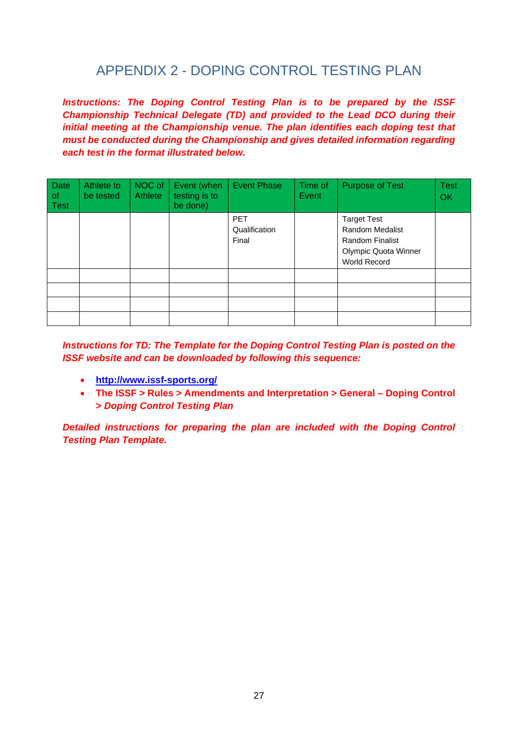## APPENDIX 2 - DOPING CONTROL TESTING PLAN

***Instructions: The Doping Control Testing Plan is to be prepared by the ISSF Championship Technical Delegate (TD) and provided to the Lead DCO during their initial meeting at the Championship venue. The plan identifies each doping test that must be conducted during the Championship and gives detailed information regarding each test in the format illustrated below.***

| Date of Test | Athlete to be tested | NOC of Athlete | Event (when testing is to be done) | Event Phase | Time of Event | Purpose of Test | Test OK |
|---|---|---|---|---|---|---|---|
| | | | | PET<br>Qualification<br>Final | | Target Test<br>Random Medalist<br>Random Finalist<br>Olympic Quota Winner<br>World Record | |
| | | | | | | | |
| | | | | | | | |
| | | | | | | | |
| | | | | | | | |

***Instructions for TD: The Template for the Doping Control Testing Plan is posted on the ISSF website and can be downloaded by following this sequence:***

- **http://www.issf-sports.org/**
- **The ISSF > Rules > Amendments and Interpretation > General – Doping Control *> Doping Control Testing Plan***

***Detailed instructions for preparing the plan are included with the Doping Control Testing Plan Template.***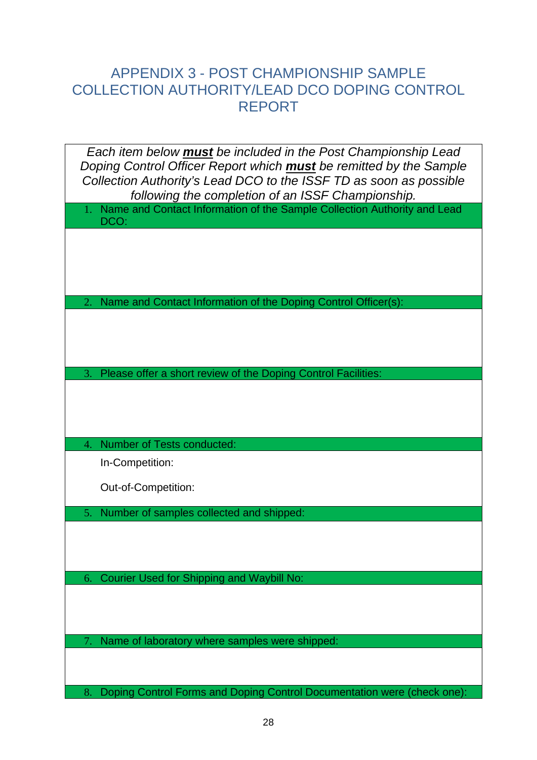# APPENDIX 3 - POST CHAMPIONSHIP SAMPLE COLLECTION AUTHORITY/LEAD DCO DOPING CONTROL REPORT

| *Each item below **must** be included in the Post Championship Lead Doping Control Officer Report which **must** be remitted by the Sample Collection Authority's Lead DCO to the ISSF TD as soon as possible following the completion of an ISSF Championship.* |
|---|
| 1. Name and Contact Information of the Sample Collection Authority and Lead DCO: |
| |
| 2. Name and Contact Information of the Doping Control Officer(s): |
| |
| 3. Please offer a short review of the Doping Control Facilities: |
| |
| 4. Number of Tests conducted: |
| In-Competition:<br><br>Out-of-Competition: |
| 5. Number of samples collected and shipped: |
| |
| 6. Courier Used for Shipping and Waybill No: |
| |
| 7. Name of laboratory where samples were shipped: |
| |
| 8. Doping Control Forms and Doping Control Documentation were (check one): |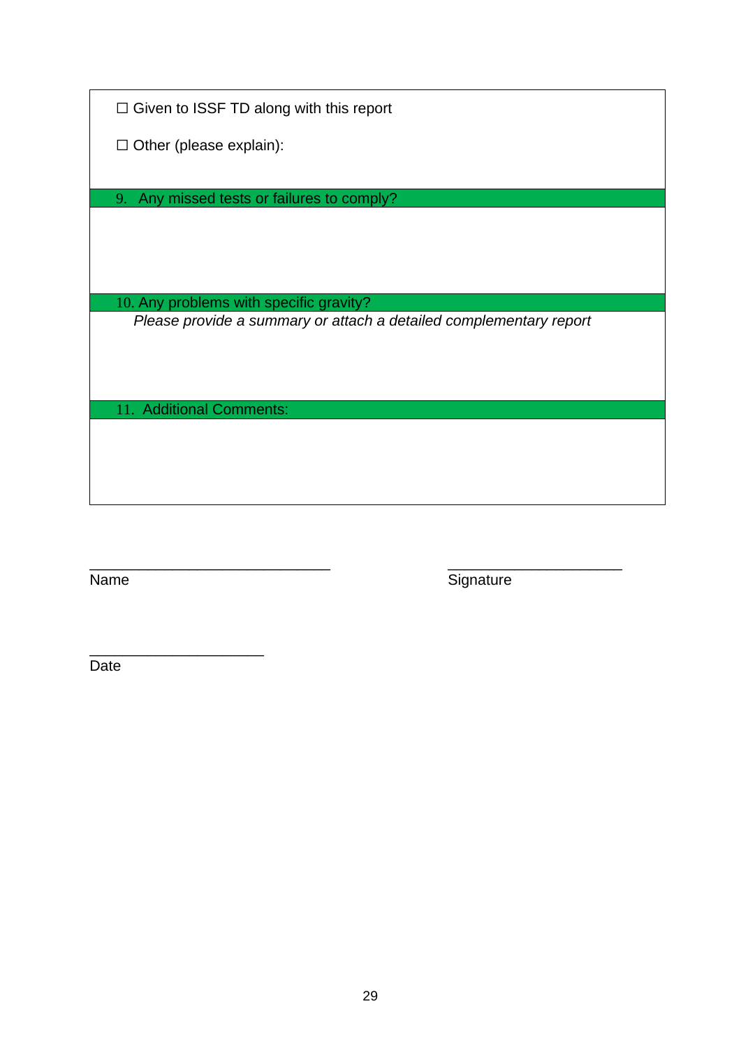☐ Given to ISSF TD along with this report

☐ Other (please explain):

**9. Any missed tests or failures to comply?**

**10. Any problems with specific gravity?**

*Please provide a summary or attach a detailed complementary report*

**11. Additional Comments:**

_____________________________ Name

_____________________ Signature

_____________________ Date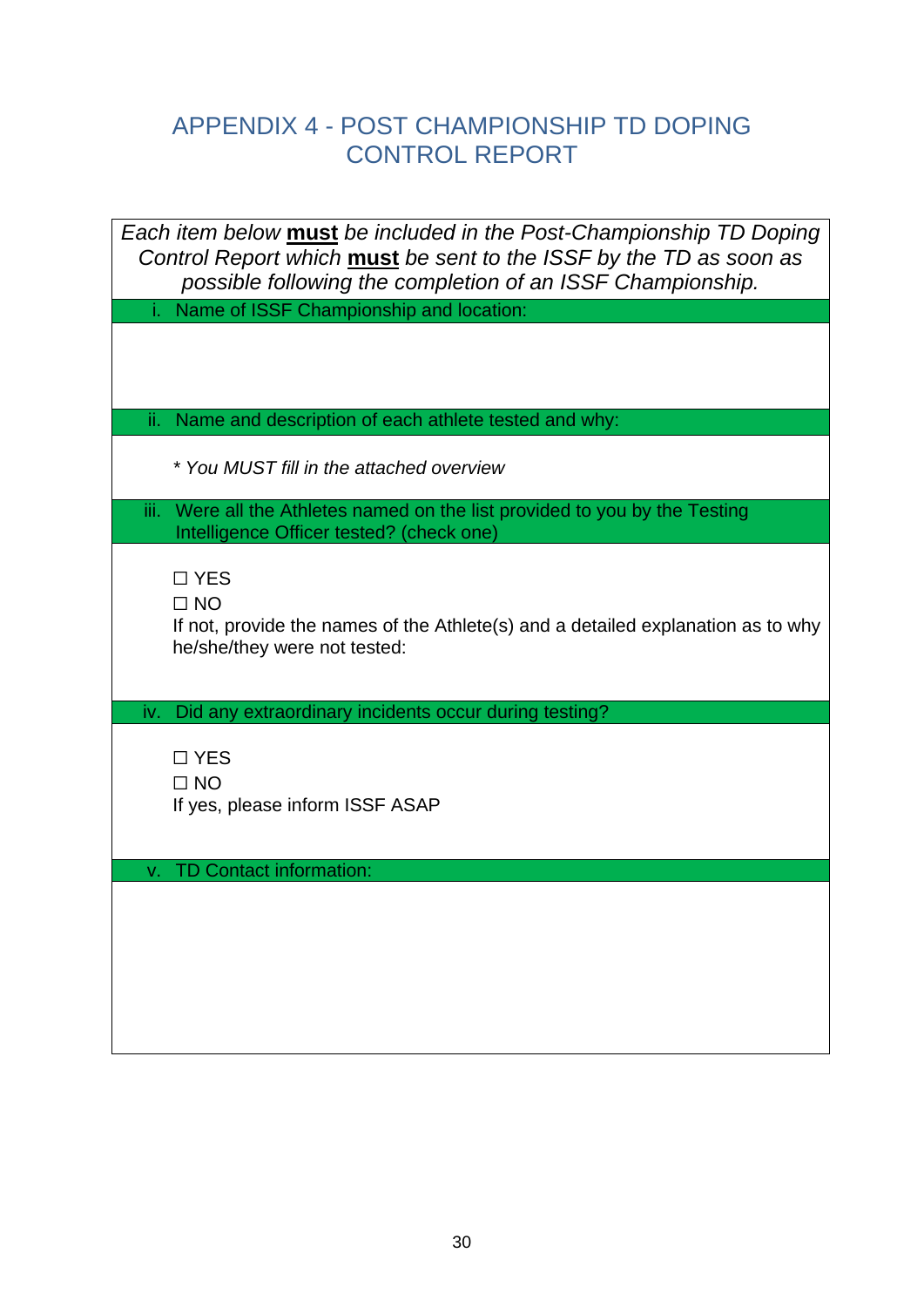# APPENDIX 4 - POST CHAMPIONSHIP TD DOPING CONTROL REPORT

*Each item below* ***must*** *be included in the Post-Championship TD Doping Control Report which* ***must*** *be sent to the ISSF by the TD as soon as possible following the completion of an ISSF Championship.*

i. Name of ISSF Championship and location:

ii. Name and description of each athlete tested and why:

*\* You MUST fill in the attached overview*

iii. Were all the Athletes named on the list provided to you by the Testing Intelligence Officer tested? (check one)

☐ YES
☐ NO

If not, provide the names of the Athlete(s) and a detailed explanation as to why he/she/they were not tested:

iv. Did any extraordinary incidents occur during testing?

☐ YES
☐ NO

If yes, please inform ISSF ASAP

v. TD Contact information: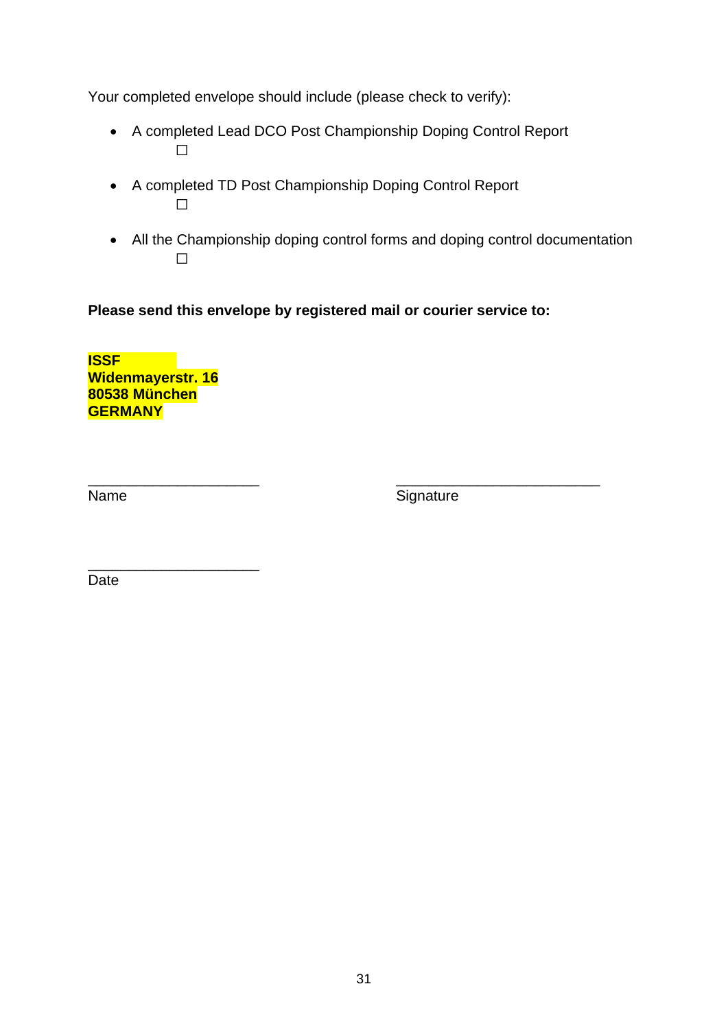Your completed envelope should include (please check to verify):

- A completed Lead DCO Post Championship Doping Control Report
  ☐
- A completed TD Post Championship Doping Control Report
  ☐
- All the Championship doping control forms and doping control documentation
  ☐

**Please send this envelope by registered mail or courier service to:**

**ISSF**
**Widenmayerstr. 16**
**80538 München**
**GERMANY**

\_\_\_\_\_\_\_\_\_\_\_\_\_\_\_\_\_\_\_\_\_\_
Name

\_\_\_\_\_\_\_\_\_\_\_\_\_\_\_\_\_\_\_\_\_\_\_\_\_\_
Signature

\_\_\_\_\_\_\_\_\_\_\_\_\_\_\_\_\_\_\_\_\_\_
Date